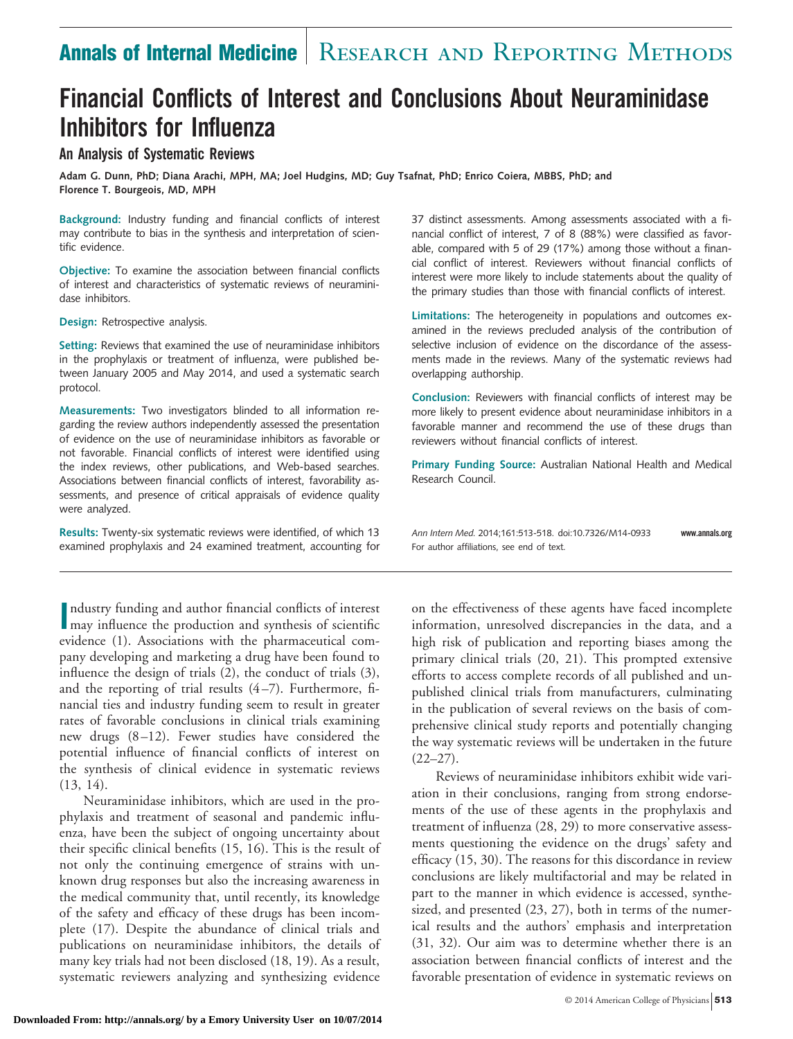# Financial Conflicts of Interest and Conclusions About Neuraminidase Inhibitors for Influenza

## An Analysis of Systematic Reviews

Adam G. Dunn, PhD; Diana Arachi, MPH, MA; Joel Hudgins, MD; Guy Tsafnat, PhD; Enrico Coiera, MBBS, PhD; and Florence T. Bourgeois, MD, MPH

**Background:** Industry funding and financial conflicts of interest may contribute to bias in the synthesis and interpretation of scientific evidence.

**Objective:** To examine the association between financial conflicts of interest and characteristics of systematic reviews of neuraminidase inhibitors.

**Design:** Retrospective analysis.

**Setting:** Reviews that examined the use of neuraminidase inhibitors in the prophylaxis or treatment of influenza, were published between January 2005 and May 2014, and used a systematic search protocol.

**Measurements:** Two investigators blinded to all information regarding the review authors independently assessed the presentation of evidence on the use of neuraminidase inhibitors as favorable or not favorable. Financial conflicts of interest were identified using the index reviews, other publications, and Web-based searches. Associations between financial conflicts of interest, favorability assessments, and presence of critical appraisals of evidence quality were analyzed.

**Results:** Twenty-six systematic reviews were identified, of which 13 examined prophylaxis and 24 examined treatment, accounting for 37 distinct assessments. Among assessments associated with a financial conflict of interest, 7 of 8 (88%) were classified as favorable, compared with 5 of 29 (17%) among those without a financial conflict of interest. Reviewers without financial conflicts of interest were more likely to include statements about the quality of the primary studies than those with financial conflicts of interest.

**Limitations:** The heterogeneity in populations and outcomes examined in the reviews precluded analysis of the contribution of selective inclusion of evidence on the discordance of the assessments made in the reviews. Many of the systematic reviews had overlapping authorship.

**Conclusion:** Reviewers with financial conflicts of interest may be more likely to present evidence about neuraminidase inhibitors in a favorable manner and recommend the use of these drugs than reviewers without financial conflicts of interest.

**Primary Funding Source:** Australian National Health and Medical Research Council.

*Ann Intern Med.* 2014;161:513-518. doi:10.7326/M14-0933 www.annals.org
For author affiliations, see end of text.

Industry funding and author financial conflicts of interest may influence the production and synthesis of scientific evidence (1). Associations with the pharmaceutical company developing and marketing a drug have been found to influence the design of trials (2), the conduct of trials (3), and the reporting of trial results (4–7). Furthermore, financial ties and industry funding seem to result in greater rates of favorable conclusions in clinical trials examining new drugs (8–12). Fewer studies have considered the potential influence of financial conflicts of interest on the synthesis of clinical evidence in systematic reviews (13, 14).

Neuraminidase inhibitors, which are used in the prophylaxis and treatment of seasonal and pandemic influenza, have been the subject of ongoing uncertainty about their specific clinical benefits (15, 16). This is the result of not only the continuing emergence of strains with unknown drug responses but also the increasing awareness in the medical community that, until recently, its knowledge of the safety and efficacy of these drugs has been incomplete (17). Despite the abundance of clinical trials and publications on neuraminidase inhibitors, the details of many key trials had not been disclosed (18, 19). As a result, systematic reviewers analyzing and synthesizing evidence on the effectiveness of these agents have faced incomplete information, unresolved discrepancies in the data, and a high risk of publication and reporting biases among the primary clinical trials (20, 21). This prompted extensive efforts to access complete records of all published and unpublished clinical trials from manufacturers, culminating in the publication of several reviews on the basis of comprehensive clinical study reports and potentially changing the way systematic reviews will be undertaken in the future (22–27).

Reviews of neuraminidase inhibitors exhibit wide variation in their conclusions, ranging from strong endorsements of the use of these agents in the prophylaxis and treatment of influenza (28, 29) to more conservative assessments questioning the evidence on the drugs' safety and efficacy (15, 30). The reasons for this discordance in review conclusions are likely multifactorial and may be related in part to the manner in which evidence is accessed, synthesized, and presented (23, 27), both in terms of the numerical results and the authors' emphasis and interpretation (31, 32). Our aim was to determine whether there is an association between financial conflicts of interest and the favorable presentation of evidence in systematic reviews on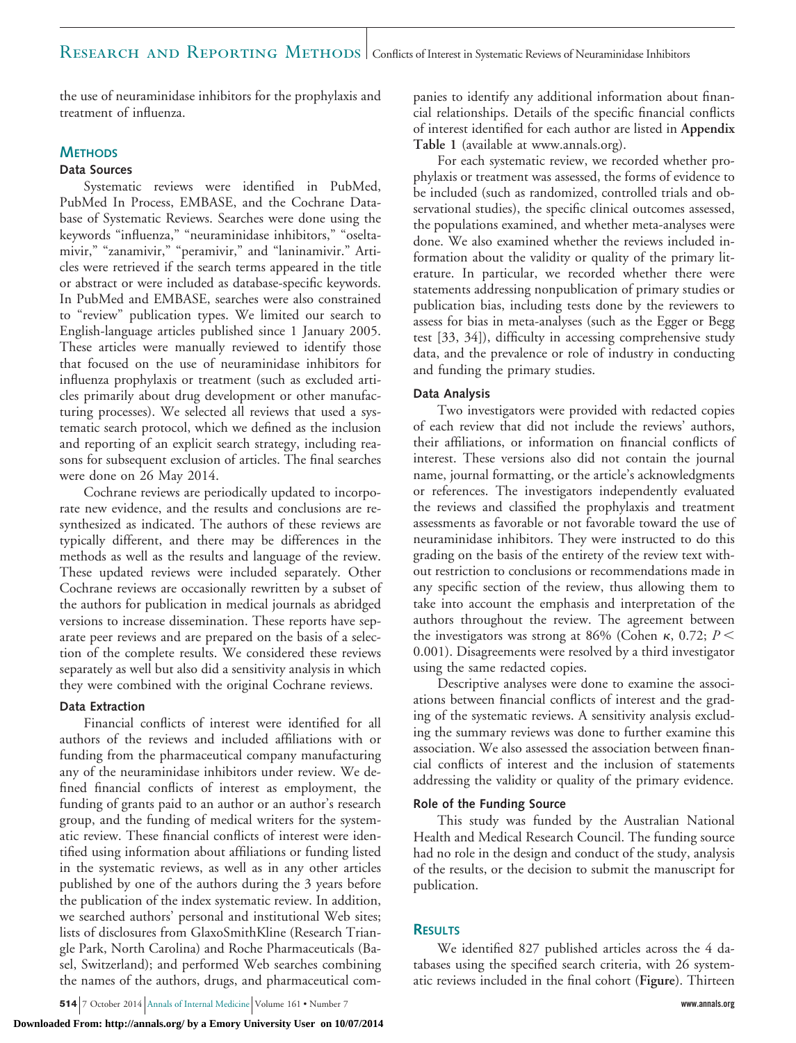the use of neuraminidase inhibitors for the prophylaxis and treatment of influenza.

## METHODS

### Data Sources

Systematic reviews were identified in PubMed, PubMed In Process, EMBASE, and the Cochrane Database of Systematic Reviews. Searches were done using the keywords "influenza," "neuraminidase inhibitors," "oseltamivir," "zanamivir," "peramivir," and "laninamivir." Articles were retrieved if the search terms appeared in the title or abstract or were included as database-specific keywords. In PubMed and EMBASE, searches were also constrained to "review" publication types. We limited our search to English-language articles published since 1 January 2005. These articles were manually reviewed to identify those that focused on the use of neuraminidase inhibitors for influenza prophylaxis or treatment (such as excluded articles primarily about drug development or other manufacturing processes). We selected all reviews that used a systematic search protocol, which we defined as the inclusion and reporting of an explicit search strategy, including reasons for subsequent exclusion of articles. The final searches were done on 26 May 2014.

Cochrane reviews are periodically updated to incorporate new evidence, and the results and conclusions are resynthesized as indicated. The authors of these reviews are typically different, and there may be differences in the methods as well as the results and language of the review. These updated reviews were included separately. Other Cochrane reviews are occasionally rewritten by a subset of the authors for publication in medical journals as abridged versions to increase dissemination. These reports have separate peer reviews and are prepared on the basis of a selection of the complete results. We considered these reviews separately as well but also did a sensitivity analysis in which they were combined with the original Cochrane reviews.

### Data Extraction

Financial conflicts of interest were identified for all authors of the reviews and included affiliations with or funding from the pharmaceutical company manufacturing any of the neuraminidase inhibitors under review. We defined financial conflicts of interest as employment, the funding of grants paid to an author or an author's research group, and the funding of medical writers for the systematic review. These financial conflicts of interest were identified using information about affiliations or funding listed in the systematic reviews, as well as in any other articles published by one of the authors during the 3 years before the publication of the index systematic review. In addition, we searched authors' personal and institutional Web sites; lists of disclosures from GlaxoSmithKline (Research Triangle Park, North Carolina) and Roche Pharmaceuticals (Basel, Switzerland); and performed Web searches combining the names of the authors, drugs, and pharmaceutical companies to identify any additional information about financial relationships. Details of the specific financial conflicts of interest identified for each author are listed in **Appendix Table 1** (available at www.annals.org).

For each systematic review, we recorded whether prophylaxis or treatment was assessed, the forms of evidence to be included (such as randomized, controlled trials and observational studies), the specific clinical outcomes assessed, the populations examined, and whether meta-analyses were done. We also examined whether the reviews included information about the validity or quality of the primary literature. In particular, we recorded whether there were statements addressing nonpublication of primary studies or publication bias, including tests done by the reviewers to assess for bias in meta-analyses (such as the Egger or Begg test [33, 34]), difficulty in accessing comprehensive study data, and the prevalence or role of industry in conducting and funding the primary studies.

### Data Analysis

Two investigators were provided with redacted copies of each review that did not include the reviews' authors, their affiliations, or information on financial conflicts of interest. These versions also did not contain the journal name, journal formatting, or the article's acknowledgments or references. The investigators independently evaluated the reviews and classified the prophylaxis and treatment assessments as favorable or not favorable toward the use of neuraminidase inhibitors. They were instructed to do this grading on the basis of the entirety of the review text without restriction to conclusions or recommendations made in any specific section of the review, thus allowing them to take into account the emphasis and interpretation of the authors throughout the review. The agreement between the investigators was strong at 86% (Cohen $\kappa$, 0.72; $P < 0.001$). Disagreements were resolved by a third investigator using the same redacted copies.

Descriptive analyses were done to examine the associations between financial conflicts of interest and the grading of the systematic reviews. A sensitivity analysis excluding the summary reviews was done to further examine this association. We also assessed the association between financial conflicts of interest and the inclusion of statements addressing the validity or quality of the primary evidence.

### Role of the Funding Source

This study was funded by the Australian National Health and Medical Research Council. The funding source had no role in the design and conduct of the study, analysis of the results, or the decision to submit the manuscript for publication.

## RESULTS

We identified 827 published articles across the 4 databases using the specified search criteria, with 26 systematic reviews included in the final cohort (**Figure**). Thirteen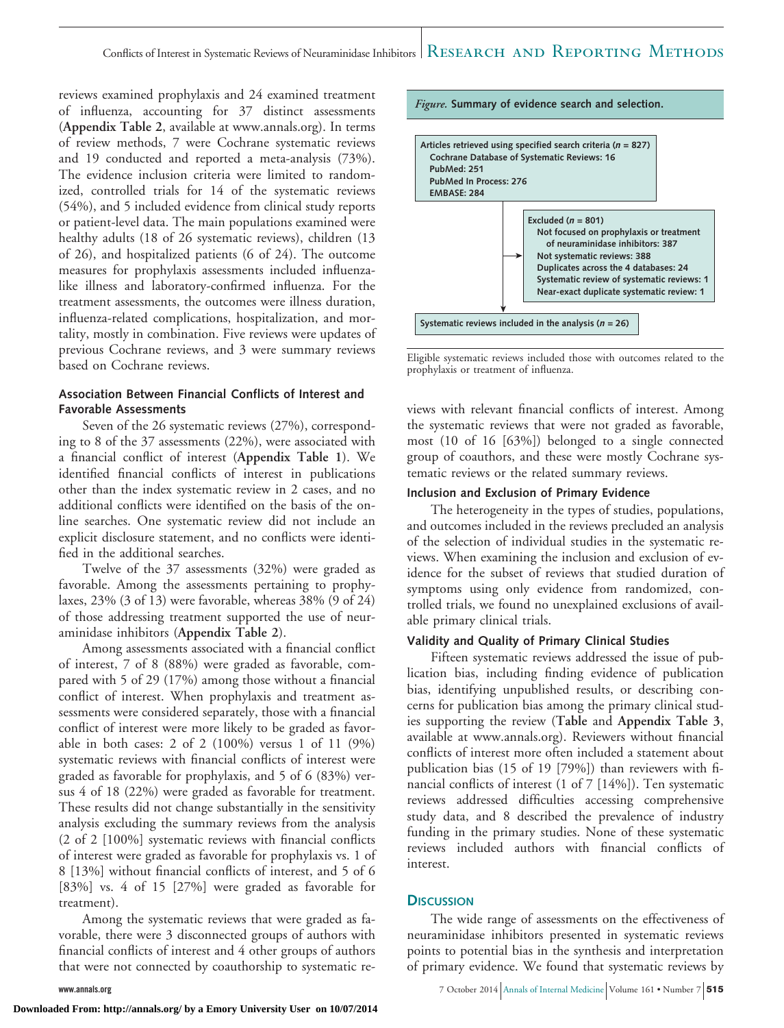reviews examined prophylaxis and 24 examined treatment of influenza, accounting for 37 distinct assessments (**Appendix Table 2**, available at www.annals.org). In terms of review methods, 7 were Cochrane systematic reviews and 19 conducted and reported a meta-analysis (73%). The evidence inclusion criteria were limited to randomized, controlled trials for 14 of the systematic reviews (54%), and 5 included evidence from clinical study reports or patient-level data. The main populations examined were healthy adults (18 of 26 systematic reviews), children (13 of 26), and hospitalized patients (6 of 24). The outcome measures for prophylaxis assessments included influenza-like illness and laboratory-confirmed influenza. For the treatment assessments, the outcomes were illness duration, influenza-related complications, hospitalization, and mortality, mostly in combination. Five reviews were updates of previous Cochrane reviews, and 3 were summary reviews based on Cochrane reviews.

### Association Between Financial Conflicts of Interest and Favorable Assessments

Seven of the 26 systematic reviews (27%), corresponding to 8 of the 37 assessments (22%), were associated with a financial conflict of interest (**Appendix Table 1**). We identified financial conflicts of interest in publications other than the index systematic review in 2 cases, and no additional conflicts were identified on the basis of the online searches. One systematic review did not include an explicit disclosure statement, and no conflicts were identified in the additional searches.

Twelve of the 37 assessments (32%) were graded as favorable. Among the assessments pertaining to prophylaxes, 23% (3 of 13) were favorable, whereas 38% (9 of 24) of those addressing treatment supported the use of neuraminidase inhibitors (**Appendix Table 2**).

Among assessments associated with a financial conflict of interest, 7 of 8 (88%) were graded as favorable, compared with 5 of 29 (17%) among those without a financial conflict of interest. When prophylaxis and treatment assessments were considered separately, those with a financial conflict of interest were more likely to be graded as favorable in both cases: 2 of 2 (100%) versus 1 of 11 (9%) systematic reviews with financial conflicts of interest were graded as favorable for prophylaxis, and 5 of 6 (83%) versus 4 of 18 (22%) were graded as favorable for treatment. These results did not change substantially in the sensitivity analysis excluding the summary reviews from the analysis (2 of 2 [100%] systematic reviews with financial conflicts of interest were graded as favorable for prophylaxis vs. 1 of 8 [13%] without financial conflicts of interest, and 5 of 6 [83%] vs. 4 of 15 [27%] were graded as favorable for treatment).

Among the systematic reviews that were graded as favorable, there were 3 disconnected groups of authors with financial conflicts of interest and 4 other groups of authors that were not connected by coauthorship to systematic reviews with relevant financial conflicts of interest. Among the systematic reviews that were not graded as favorable, most (10 of 16 [63%]) belonged to a single connected group of coauthors, and these were mostly Cochrane systematic reviews or the related summary reviews.

***Figure.* Summary of evidence search and selection.**

**Articles retrieved using specified search criteria (*n* = 827)**
- Cochrane Database of Systematic Reviews: 16
- PubMed: 251
- PubMed In Process: 276
- EMBASE: 284

**Excluded (*n* = 801)**
- Not focused on prophylaxis or treatment of neuraminidase inhibitors: 387
- Not systematic reviews: 388
- Duplicates across the 4 databases: 24
- Systematic review of systematic reviews: 1
- Near-exact duplicate systematic review: 1

**Systematic reviews included in the analysis (*n* = 26)**

Eligible systematic reviews included those with outcomes related to the prophylaxis or treatment of influenza.

### Inclusion and Exclusion of Primary Evidence

The heterogeneity in the types of studies, populations, and outcomes included in the reviews precluded an analysis of the selection of individual studies in the systematic reviews. When examining the inclusion and exclusion of evidence for the subset of reviews that studied duration of symptoms using only evidence from randomized, controlled trials, we found no unexplained exclusions of available primary clinical trials.

### Validity and Quality of Primary Clinical Studies

Fifteen systematic reviews addressed the issue of publication bias, including finding evidence of publication bias, identifying unpublished results, or describing concerns for publication bias among the primary clinical studies supporting the review (**Table** and **Appendix Table 3**, available at www.annals.org). Reviewers without financial conflicts of interest more often included a statement about publication bias (15 of 19 [79%]) than reviewers with financial conflicts of interest (1 of 7 [14%]). Ten systematic reviews addressed difficulties accessing comprehensive study data, and 8 described the prevalence of industry funding in the primary studies. None of these systematic reviews included authors with financial conflicts of interest.

## Discussion

The wide range of assessments on the effectiveness of neuraminidase inhibitors presented in systematic reviews points to potential bias in the synthesis and interpretation of primary evidence. We found that systematic reviews by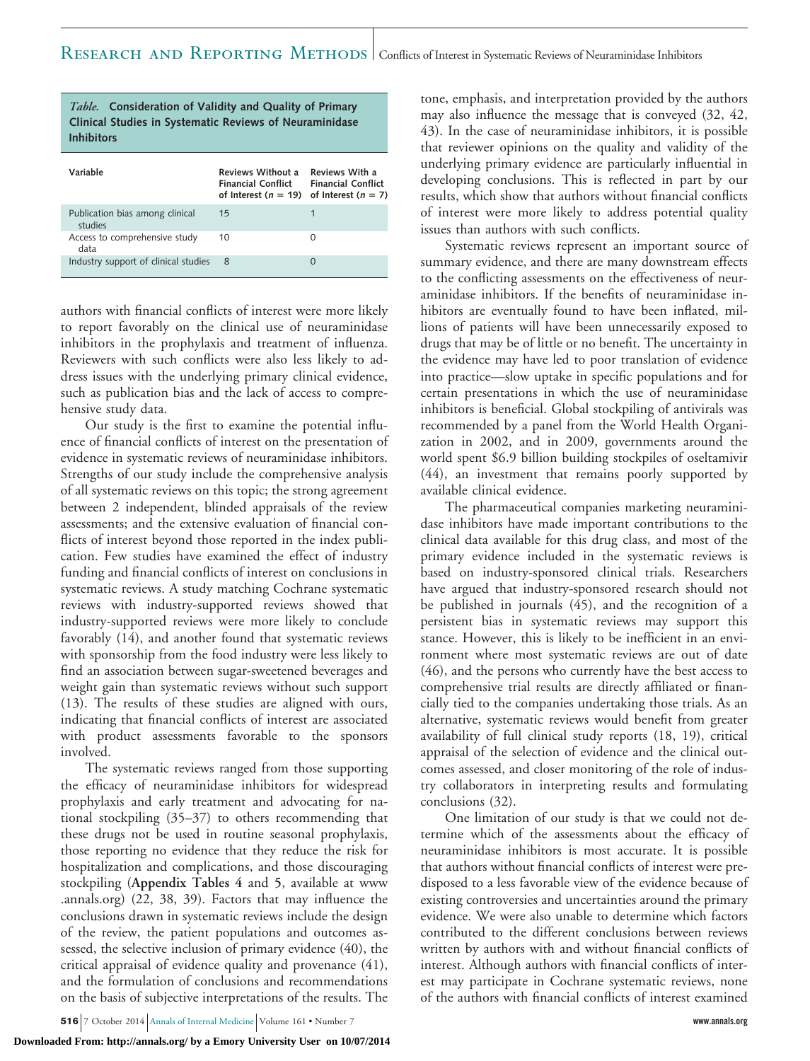*Table.* **Consideration of Validity and Quality of Primary Clinical Studies in Systematic Reviews of Neuraminidase Inhibitors**

| Variable | Reviews Without a Financial Conflict of Interest ($n$ = 19) | Reviews With a Financial Conflict of Interest ($n$ = 7) |
|---|---|---|
| Publication bias among clinical studies | 15 | 1 |
| Access to comprehensive study data | 10 | 0 |
| Industry support of clinical studies | 8 | 0 |

authors with financial conflicts of interest were more likely to report favorably on the clinical use of neuraminidase inhibitors in the prophylaxis and treatment of influenza. Reviewers with such conflicts were also less likely to address issues with the underlying primary clinical evidence, such as publication bias and the lack of access to comprehensive study data.

Our study is the first to examine the potential influence of financial conflicts of interest on the presentation of evidence in systematic reviews of neuraminidase inhibitors. Strengths of our study include the comprehensive analysis of all systematic reviews on this topic; the strong agreement between 2 independent, blinded appraisals of the review assessments; and the extensive evaluation of financial conflicts of interest beyond those reported in the index publication. Few studies have examined the effect of industry funding and financial conflicts of interest on conclusions in systematic reviews. A study matching Cochrane systematic reviews with industry-supported reviews showed that industry-supported reviews were more likely to conclude favorably (14), and another found that systematic reviews with sponsorship from the food industry were less likely to find an association between sugar-sweetened beverages and weight gain than systematic reviews without such support (13). The results of these studies are aligned with ours, indicating that financial conflicts of interest are associated with product assessments favorable to the sponsors involved.

The systematic reviews ranged from those supporting the efficacy of neuraminidase inhibitors for widespread prophylaxis and early treatment and advocating for national stockpiling (35–37) to others recommending that these drugs not be used in routine seasonal prophylaxis, those reporting no evidence that they reduce the risk for hospitalization and complications, and those discouraging stockpiling (**Appendix Tables** 4 and 5, available at www.annals.org) (22, 38, 39). Factors that may influence the conclusions drawn in systematic reviews include the design of the review, the patient populations and outcomes assessed, the selective inclusion of primary evidence (40), the critical appraisal of evidence quality and provenance (41), and the formulation of conclusions and recommendations on the basis of subjective interpretations of the results. The tone, emphasis, and interpretation provided by the authors may also influence the message that is conveyed (32, 42, 43). In the case of neuraminidase inhibitors, it is possible that reviewer opinions on the quality and validity of the underlying primary evidence are particularly influential in developing conclusions. This is reflected in part by our results, which show that authors without financial conflicts of interest were more likely to address potential quality issues than authors with such conflicts.

Systematic reviews represent an important source of summary evidence, and there are many downstream effects to the conflicting assessments on the effectiveness of neuraminidase inhibitors. If the benefits of neuraminidase inhibitors are eventually found to have been inflated, millions of patients will have been unnecessarily exposed to drugs that may be of little or no benefit. The uncertainty in the evidence may have led to poor translation of evidence into practice—slow uptake in specific populations and for certain presentations in which the use of neuraminidase inhibitors is beneficial. Global stockpiling of antivirals was recommended by a panel from the World Health Organization in 2002, and in 2009, governments around the world spent $6.9 billion building stockpiles of oseltamivir (44), an investment that remains poorly supported by available clinical evidence.

The pharmaceutical companies marketing neuraminidase inhibitors have made important contributions to the clinical data available for this drug class, and most of the primary evidence included in the systematic reviews is based on industry-sponsored clinical trials. Researchers have argued that industry-sponsored research should not be published in journals (45), and the recognition of a persistent bias in systematic reviews may support this stance. However, this is likely to be inefficient in an environment where most systematic reviews are out of date (46), and the persons who currently have the best access to comprehensive trial results are directly affiliated or financially tied to the companies undertaking those trials. As an alternative, systematic reviews would benefit from greater availability of full clinical study reports (18, 19), critical appraisal of the selection of evidence and the clinical outcomes assessed, and closer monitoring of the role of industry collaborators in interpreting results and formulating conclusions (32).

One limitation of our study is that we could not determine which of the assessments about the efficacy of neuraminidase inhibitors is most accurate. It is possible that authors without financial conflicts of interest were predisposed to a less favorable view of the evidence because of existing controversies and uncertainties around the primary evidence. We were also unable to determine which factors contributed to the different conclusions between reviews written by authors with and without financial conflicts of interest. Although authors with financial conflicts of interest may participate in Cochrane systematic reviews, none of the authors with financial conflicts of interest examined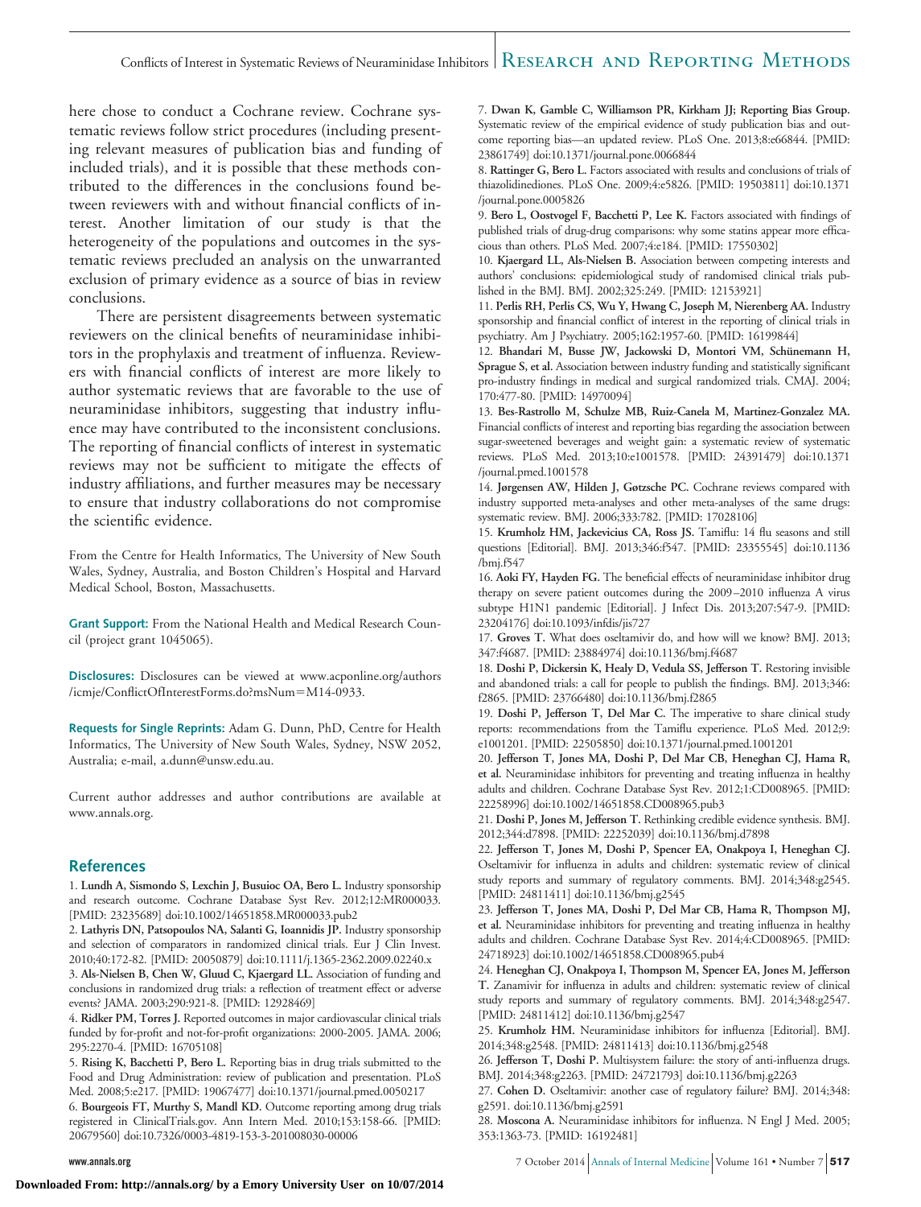here chose to conduct a Cochrane review. Cochrane systematic reviews follow strict procedures (including presenting relevant measures of publication bias and funding of included trials), and it is possible that these methods contributed to the differences in the conclusions found between reviewers with and without financial conflicts of interest. Another limitation of our study is that the heterogeneity of the populations and outcomes in the systematic reviews precluded an analysis on the unwarranted exclusion of primary evidence as a source of bias in review conclusions.

There are persistent disagreements between systematic reviewers on the clinical benefits of neuraminidase inhibitors in the prophylaxis and treatment of influenza. Reviewers with financial conflicts of interest are more likely to author systematic reviews that are favorable to the use of neuraminidase inhibitors, suggesting that industry influence may have contributed to the inconsistent conclusions. The reporting of financial conflicts of interest in systematic reviews may not be sufficient to mitigate the effects of industry affiliations, and further measures may be necessary to ensure that industry collaborations do not compromise the scientific evidence.

From the Centre for Health Informatics, The University of New South Wales, Sydney, Australia, and Boston Children's Hospital and Harvard Medical School, Boston, Massachusetts.

**Grant Support:** From the National Health and Medical Research Council (project grant 1045065).

**Disclosures:** Disclosures can be viewed at www.acponline.org/authors/icmje/ConflictOfInterestForms.do?msNum=M14-0933.

**Requests for Single Reprints:** Adam G. Dunn, PhD, Centre for Health Informatics, The University of New South Wales, Sydney, NSW 2052, Australia; e-mail, a.dunn@unsw.edu.au.

Current author addresses and author contributions are available at www.annals.org.

## References

1. **Lundh A, Sismondo S, Lexchin J, Busuioc OA, Bero L.** Industry sponsorship and research outcome. Cochrane Database Syst Rev. 2012;12:MR000033. [PMID: 23235689] doi:10.1002/14651858.MR000033.pub2
2. **Lathyris DN, Patsopoulos NA, Salanti G, Ioannidis JP.** Industry sponsorship and selection of comparators in randomized clinical trials. Eur J Clin Invest. 2010;40:172-82. [PMID: 20050879] doi:10.1111/j.1365-2362.2009.02240.x
3. **Als-Nielsen B, Chen W, Gluud C, Kjaergard LL.** Association of funding and conclusions in randomized drug trials: a reflection of treatment effect or adverse events? JAMA. 2003;290:921-8. [PMID: 12928469]
4. **Ridker PM, Torres J.** Reported outcomes in major cardiovascular clinical trials funded by for-profit and not-for-profit organizations: 2000-2005. JAMA. 2006;295:2270-4. [PMID: 16705108]
5. **Rising K, Bacchetti P, Bero L.** Reporting bias in drug trials submitted to the Food and Drug Administration: review of publication and presentation. PLoS Med. 2008;5:e217. [PMID: 19067477] doi:10.1371/journal.pmed.0050217
6. **Bourgeois FT, Murthy S, Mandl KD.** Outcome reporting among drug trials registered in ClinicalTrials.gov. Ann Intern Med. 2010;153:158-66. [PMID: 20679560] doi:10.7326/0003-4819-153-3-201008030-00006
7. **Dwan K, Gamble C, Williamson PR, Kirkham JJ; Reporting Bias Group.** Systematic review of the empirical evidence of study publication bias and outcome reporting bias—an updated review. PLoS One. 2013;8:e66844. [PMID: 23861749] doi:10.1371/journal.pone.0066844
8. **Rattinger G, Bero L.** Factors associated with results and conclusions of trials of thiazolidinediones. PLoS One. 2009;4:e5826. [PMID: 19503811] doi:10.1371/journal.pone.0005826
9. **Bero L, Oostvogel F, Bacchetti P, Lee K.** Factors associated with findings of published trials of drug-drug comparisons: why some statins appear more efficacious than others. PLoS Med. 2007;4:e184. [PMID: 17550302]
10. **Kjaergard LL, Als-Nielsen B.** Association between competing interests and authors' conclusions: epidemiological study of randomised clinical trials published in the BMJ. BMJ. 2002;325:249. [PMID: 12153921]
11. **Perlis RH, Perlis CS, Wu Y, Hwang C, Joseph M, Nierenberg AA.** Industry sponsorship and financial conflict of interest in the reporting of clinical trials in psychiatry. Am J Psychiatry. 2005;162:1957-60. [PMID: 16199844]
12. **Bhandari M, Busse JW, Jackowski D, Montori VM, Schünemann H, Sprague S, et al.** Association between industry funding and statistically significant pro-industry findings in medical and surgical randomized trials. CMAJ. 2004;170:477-80. [PMID: 14970094]
13. **Bes-Rastrollo M, Schulze MB, Ruiz-Canela M, Martinez-Gonzalez MA.** Financial conflicts of interest and reporting bias regarding the association between sugar-sweetened beverages and weight gain: a systematic review of systematic reviews. PLoS Med. 2013;10:e1001578. [PMID: 24391479] doi:10.1371/journal.pmed.1001578
14. **Jørgensen AW, Hilden J, Gøtzsche PC.** Cochrane reviews compared with industry supported meta-analyses and other meta-analyses of the same drugs: systematic review. BMJ. 2006;333:782. [PMID: 17028106]
15. **Krumholz HM, Jackevicius CA, Ross JS.** Tamiflu: 14 flu seasons and still questions [Editorial]. BMJ. 2013;346:f547. [PMID: 23355545] doi:10.1136/bmj.f547
16. **Aoki FY, Hayden FG.** The beneficial effects of neuraminidase inhibitor drug therapy on severe patient outcomes during the 2009–2010 influenza A virus subtype H1N1 pandemic [Editorial]. J Infect Dis. 2013;207:547-9. [PMID: 23204176] doi:10.1093/infdis/jis727
17. **Groves T.** What does oseltamivir do, and how will we know? BMJ. 2013;347:f4687. [PMID: 23884974] doi:10.1136/bmj.f4687
18. **Doshi P, Dickersin K, Healy D, Vedula SS, Jefferson T.** Restoring invisible and abandoned trials: a call for people to publish the findings. BMJ. 2013;346:f2865. [PMID: 23766480] doi:10.1136/bmj.f2865
19. **Doshi P, Jefferson T, Del Mar C.** The imperative to share clinical study reports: recommendations from the Tamiflu experience. PLoS Med. 2012;9:e1001201. [PMID: 22505850] doi:10.1371/journal.pmed.1001201
20. **Jefferson T, Jones MA, Doshi P, Del Mar CB, Heneghan CJ, Hama R, et al.** Neuraminidase inhibitors for preventing and treating influenza in healthy adults and children. Cochrane Database Syst Rev. 2012;1:CD008965. [PMID: 22258996] doi:10.1002/14651858.CD008965.pub3
21. **Doshi P, Jones M, Jefferson T.** Rethinking credible evidence synthesis. BMJ. 2012;344:d7898. [PMID: 22252039] doi:10.1136/bmj.d7898
22. **Jefferson T, Jones M, Doshi P, Spencer EA, Onakpoya I, Heneghan CJ.** Oseltamivir for influenza in adults and children: systematic review of clinical study reports and summary of regulatory comments. BMJ. 2014;348:g2545. [PMID: 24811411] doi:10.1136/bmj.g2545
23. **Jefferson T, Jones MA, Doshi P, Del Mar CB, Hama R, Thompson MJ, et al.** Neuraminidase inhibitors for preventing and treating influenza in healthy adults and children. Cochrane Database Syst Rev. 2014;4:CD008965. [PMID: 24718923] doi:10.1002/14651858.CD008965.pub4
24. **Heneghan CJ, Onakpoya I, Thompson M, Spencer EA, Jones M, Jefferson T.** Zanamivir for influenza in adults and children: systematic review of clinical study reports and summary of regulatory comments. BMJ. 2014;348:g2547. [PMID: 24811412] doi:10.1136/bmj.g2547
25. **Krumholz HM.** Neuraminidase inhibitors for influenza [Editorial]. BMJ. 2014;348:g2548. [PMID: 24811413] doi:10.1136/bmj.g2548
26. **Jefferson T, Doshi P.** Multisystem failure: the story of anti-influenza drugs. BMJ. 2014;348:g2263. [PMID: 24721793] doi:10.1136/bmj.g2263
27. **Cohen D.** Oseltamivir: another case of regulatory failure? BMJ. 2014;348:g2591. doi:10.1136/bmj.g2591
28. **Moscona A.** Neuraminidase inhibitors for influenza. N Engl J Med. 2005;353:1363-73. [PMID: 16192481]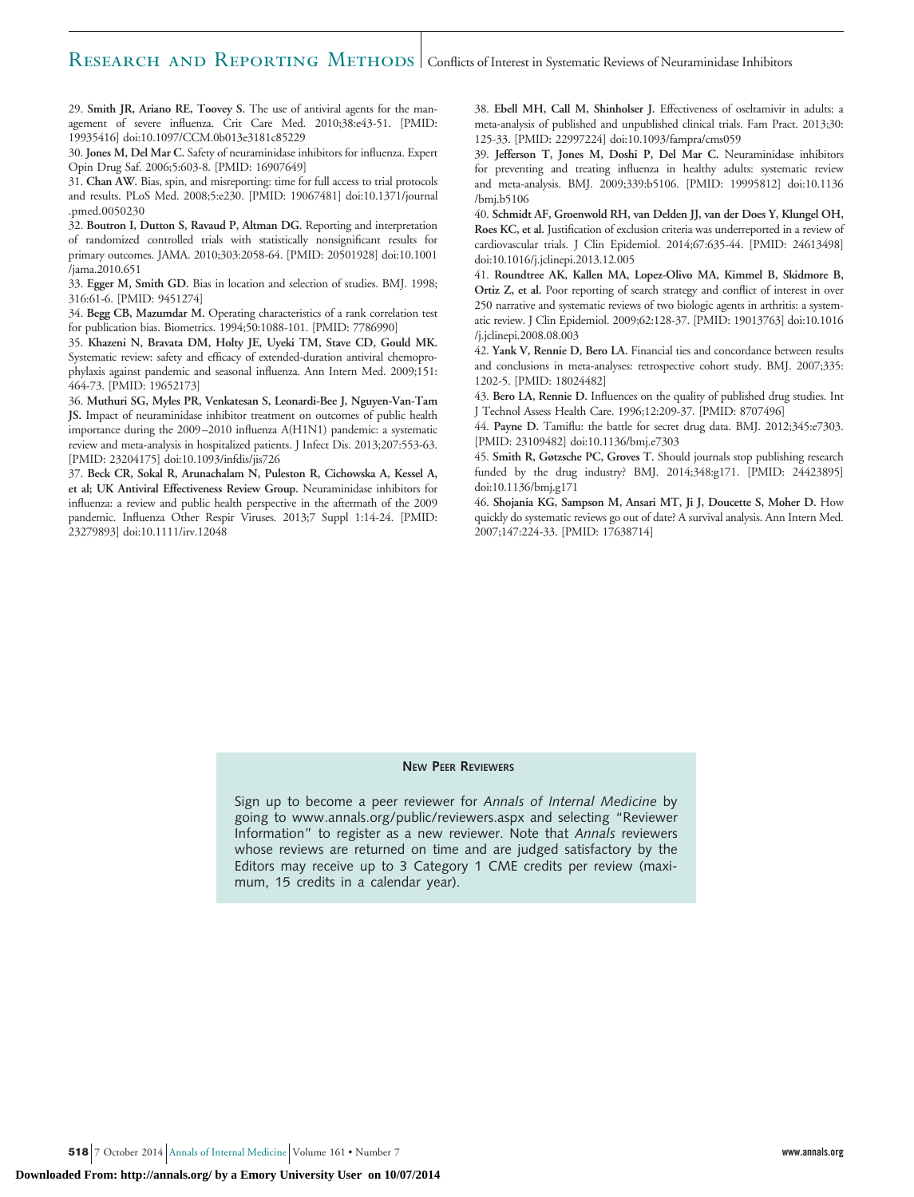29. **Smith JR, Ariano RE, Toovey S.** The use of antiviral agents for the management of severe influenza. Crit Care Med. 2010;38:e43-51. [PMID: 19935416] doi:10.1097/CCM.0b013e3181c85229

30. **Jones M, Del Mar C.** Safety of neuraminidase inhibitors for influenza. Expert Opin Drug Saf. 2006;5:603-8. [PMID: 16907649]

31. **Chan AW.** Bias, spin, and misreporting: time for full access to trial protocols and results. PLoS Med. 2008;5:e230. [PMID: 19067481] doi:10.1371/journal.pmed.0050230

32. **Boutron I, Dutton S, Ravaud P, Altman DG.** Reporting and interpretation of randomized controlled trials with statistically nonsignificant results for primary outcomes. JAMA. 2010;303:2058-64. [PMID: 20501928] doi:10.1001/jama.2010.651

33. **Egger M, Smith GD.** Bias in location and selection of studies. BMJ. 1998;316:61-6. [PMID: 9451274]

34. **Begg CB, Mazumdar M.** Operating characteristics of a rank correlation test for publication bias. Biometrics. 1994;50:1088-101. [PMID: 7786990]

35. **Khazeni N, Bravata DM, Holty JE, Uyeki TM, Stave CD, Gould MK.** Systematic review: safety and efficacy of extended-duration antiviral chemoprophylaxis against pandemic and seasonal influenza. Ann Intern Med. 2009;151:464-73. [PMID: 19652173]

36. **Muthuri SG, Myles PR, Venkatesan S, Leonardi-Bee J, Nguyen-Van-Tam JS.** Impact of neuraminidase inhibitor treatment on outcomes of public health importance during the 2009–2010 influenza A(H1N1) pandemic: a systematic review and meta-analysis in hospitalized patients. J Infect Dis. 2013;207:553-63. [PMID: 23204175] doi:10.1093/infdis/jis726

37. **Beck CR, Sokal R, Arunachalam N, Puleston R, Cichowska A, Kessel A, et al; UK Antiviral Effectiveness Review Group.** Neuraminidase inhibitors for influenza: a review and public health perspective in the aftermath of the 2009 pandemic. Influenza Other Respir Viruses. 2013;7 Suppl 1:14-24. [PMID: 23279893] doi:10.1111/irv.12048

38. **Ebell MH, Call M, Shinholser J.** Effectiveness of oseltamivir in adults: a meta-analysis of published and unpublished clinical trials. Fam Pract. 2013;30:125-33. [PMID: 22997224] doi:10.1093/fampra/cms059

39. **Jefferson T, Jones M, Doshi P, Del Mar C.** Neuraminidase inhibitors for preventing and treating influenza in healthy adults: systematic review and meta-analysis. BMJ. 2009;339:b5106. [PMID: 19995812] doi:10.1136/bmj.b5106

40. **Schmidt AF, Groenwold RH, van Delden JJ, van der Does Y, Klungel OH, Roes KC, et al.** Justification of exclusion criteria was underreported in a review of cardiovascular trials. J Clin Epidemiol. 2014;67:635-44. [PMID: 24613498] doi:10.1016/j.jclinepi.2013.12.005

41. **Roundtree AK, Kallen MA, Lopez-Olivo MA, Kimmel B, Skidmore B, Ortiz Z, et al.** Poor reporting of search strategy and conflict of interest in over 250 narrative and systematic reviews of two biologic agents in arthritis: a systematic review. J Clin Epidemiol. 2009;62:128-37. [PMID: 19013763] doi:10.1016/j.jclinepi.2008.08.003

42. **Yank V, Rennie D, Bero LA.** Financial ties and concordance between results and conclusions in meta-analyses: retrospective cohort study. BMJ. 2007;335:1202-5. [PMID: 18024482]

43. **Bero LA, Rennie D.** Influences on the quality of published drug studies. Int J Technol Assess Health Care. 1996;12:209-37. [PMID: 8707496]

44. **Payne D.** Tamiflu: the battle for secret drug data. BMJ. 2012;345:e7303. [PMID: 23109482] doi:10.1136/bmj.e7303

45. **Smith R, Gøtzsche PC, Groves T.** Should journals stop publishing research funded by the drug industry? BMJ. 2014;348:g171. [PMID: 24423895] doi:10.1136/bmj.g171

46. **Shojania KG, Sampson M, Ansari MT, Ji J, Doucette S, Moher D.** How quickly do systematic reviews go out of date? A survival analysis. Ann Intern Med. 2007;147:224-33. [PMID: 17638714]

**New Peer Reviewers**

Sign up to become a peer reviewer for *Annals of Internal Medicine* by going to www.annals.org/public/reviewers.aspx and selecting "Reviewer Information" to register as a new reviewer. Note that *Annals* reviewers whose reviews are returned on time and are judged satisfactory by the Editors may receive up to 3 Category 1 CME credits per review (maximum, 15 credits in a calendar year).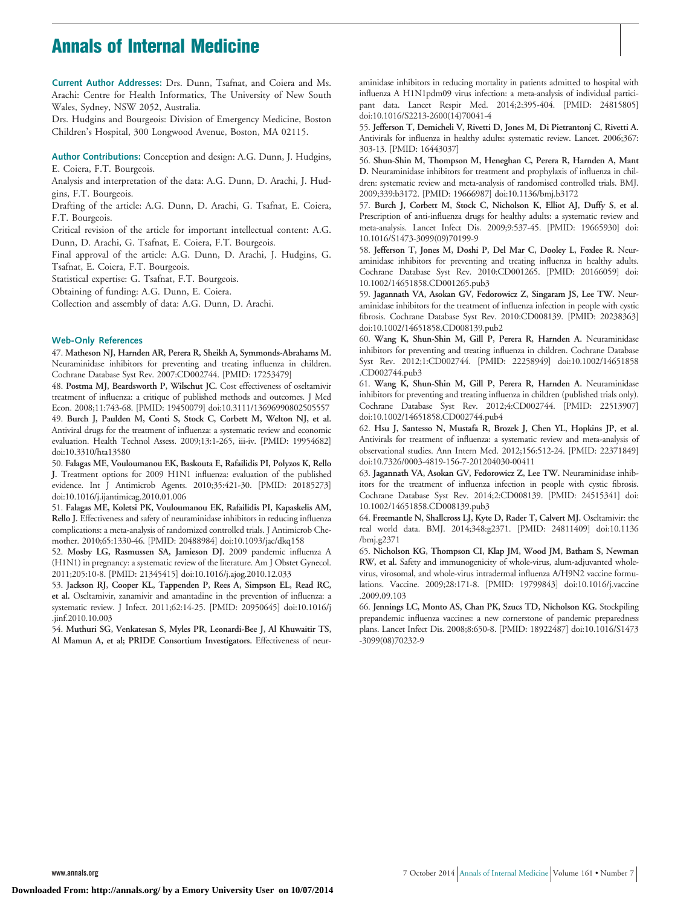**Current Author Addresses:** Drs. Dunn, Tsafnat, and Coiera and Ms. Arachi: Centre for Health Informatics, The University of New South Wales, Sydney, NSW 2052, Australia.

Drs. Hudgins and Bourgeois: Division of Emergency Medicine, Boston Children's Hospital, 300 Longwood Avenue, Boston, MA 02115.

**Author Contributions:** Conception and design: A.G. Dunn, J. Hudgins, E. Coiera, F.T. Bourgeois.

Analysis and interpretation of the data: A.G. Dunn, D. Arachi, J. Hudgins, F.T. Bourgeois.

Drafting of the article: A.G. Dunn, D. Arachi, G. Tsafnat, E. Coiera, F.T. Bourgeois.

Critical revision of the article for important intellectual content: A.G. Dunn, D. Arachi, G. Tsafnat, E. Coiera, F.T. Bourgeois.

Final approval of the article: A.G. Dunn, D. Arachi, J. Hudgins, G. Tsafnat, E. Coiera, F.T. Bourgeois.

Statistical expertise: G. Tsafnat, F.T. Bourgeois.

Obtaining of funding: A.G. Dunn, E. Coiera.

Collection and assembly of data: A.G. Dunn, D. Arachi.

## Web-Only References

47. **Matheson NJ, Harnden AR, Perera R, Sheikh A, Symmonds-Abrahams M.** Neuraminidase inhibitors for preventing and treating influenza in children. Cochrane Database Syst Rev. 2007:CD002744. [PMID: 17253479]

48. **Postma MJ, Beardsworth P, Wilschut JC.** Cost effectiveness of oseltamivir treatment of influenza: a critique of published methods and outcomes. J Med Econ. 2008;11:743-68. [PMID: 19450079] doi:10.3111/13696990802505557

49. **Burch J, Paulden M, Conti S, Stock C, Corbett M, Welton NJ, et al.** Antiviral drugs for the treatment of influenza: a systematic review and economic evaluation. Health Technol Assess. 2009;13:1-265, iii-iv. [PMID: 19954682] doi:10.3310/hta13580

50. **Falagas ME, Vouloumanou EK, Baskouta E, Rafailidis PI, Polyzos K, Rello J.** Treatment options for 2009 H1N1 influenza: evaluation of the published evidence. Int J Antimicrob Agents. 2010;35:421-30. [PMID: 20185273] doi:10.1016/j.ijantimicag.2010.01.006

51. **Falagas ME, Koletsi PK, Vouloumanou EK, Rafailidis PI, Kapaskelis AM, Rello J.** Effectiveness and safety of neuraminidase inhibitors in reducing influenza complications: a meta-analysis of randomized controlled trials. J Antimicrob Chemother. 2010;65:1330-46. [PMID: 20488984] doi:10.1093/jac/dkq158

52. **Mosby LG, Rasmussen SA, Jamieson DJ.** 2009 pandemic influenza A (H1N1) in pregnancy: a systematic review of the literature. Am J Obstet Gynecol. 2011;205:10-8. [PMID: 21345415] doi:10.1016/j.ajog.2010.12.033

53. **Jackson RJ, Cooper KL, Tappenden P, Rees A, Simpson EL, Read RC, et al.** Oseltamivir, zanamivir and amantadine in the prevention of influenza: a systematic review. J Infect. 2011;62:14-25. [PMID: 20950645] doi:10.1016/j.jinf.2010.10.003

54. **Muthuri SG, Venkatesan S, Myles PR, Leonardi-Bee J, Al Khuwaitir TS, Al Mamun A, et al; PRIDE Consortium Investigators.** Effectiveness of neuraminidase inhibitors in reducing mortality in patients admitted to hospital with influenza A H1N1pdm09 virus infection: a meta-analysis of individual participant data. Lancet Respir Med. 2014;2:395-404. [PMID: 24815805] doi:10.1016/S2213-2600(14)70041-4

55. **Jefferson T, Demicheli V, Rivetti D, Jones M, Di Pietrantonj C, Rivetti A.** Antivirals for influenza in healthy adults: systematic review. Lancet. 2006;367:303-13. [PMID: 16443037]

56. **Shun-Shin M, Thompson M, Heneghan C, Perera R, Harnden A, Mant D.** Neuraminidase inhibitors for treatment and prophylaxis of influenza in children: systematic review and meta-analysis of randomised controlled trials. BMJ. 2009;339:b3172. [PMID: 19666987] doi:10.1136/bmj.b3172

57. **Burch J, Corbett M, Stock C, Nicholson K, Elliot AJ, Duffy S, et al.** Prescription of anti-influenza drugs for healthy adults: a systematic review and meta-analysis. Lancet Infect Dis. 2009;9:537-45. [PMID: 19665930] doi:10.1016/S1473-3099(09)70199-9

58. **Jefferson T, Jones M, Doshi P, Del Mar C, Dooley L, Foxlee R.** Neuraminidase inhibitors for preventing and treating influenza in healthy adults. Cochrane Database Syst Rev. 2010:CD001265. [PMID: 20166059] doi:10.1002/14651858.CD001265.pub3

59. **Jagannath VA, Asokan GV, Fedorowicz Z, Singaram JS, Lee TW.** Neuraminidase inhibitors for the treatment of influenza infection in people with cystic fibrosis. Cochrane Database Syst Rev. 2010:CD008139. [PMID: 20238363] doi:10.1002/14651858.CD008139.pub2

60. **Wang K, Shun-Shin M, Gill P, Perera R, Harnden A.** Neuraminidase inhibitors for preventing and treating influenza in children. Cochrane Database Syst Rev. 2012;1:CD002744. [PMID: 22258949] doi:10.1002/14651858.CD002744.pub3

61. **Wang K, Shun-Shin M, Gill P, Perera R, Harnden A.** Neuraminidase inhibitors for preventing and treating influenza in children (published trials only). Cochrane Database Syst Rev. 2012;4:CD002744. [PMID: 22513907] doi:10.1002/14651858.CD002744.pub4

62. **Hsu J, Santesso N, Mustafa R, Brozek J, Chen YL, Hopkins JP, et al.** Antivirals for treatment of influenza: a systematic review and meta-analysis of observational studies. Ann Intern Med. 2012;156:512-24. [PMID: 22371849] doi:10.7326/0003-4819-156-7-201204030-00411

63. **Jagannath VA, Asokan GV, Fedorowicz Z, Lee TW.** Neuraminidase inhibitors for the treatment of influenza infection in people with cystic fibrosis. Cochrane Database Syst Rev. 2014;2:CD008139. [PMID: 24515341] doi:10.1002/14651858.CD008139.pub3

64. **Freemantle N, Shallcross LJ, Kyte D, Rader T, Calvert MJ.** Oseltamivir: the real world data. BMJ. 2014;348:g2371. [PMID: 24811409] doi:10.1136/bmj.g2371

65. **Nicholson KG, Thompson CI, Klap JM, Wood JM, Batham S, Newman RW, et al.** Safety and immunogenicity of whole-virus, alum-adjuvanted whole-virus, virosomal, and whole-virus intradermal influenza A/H9N2 vaccine formulations. Vaccine. 2009;28:171-8. [PMID: 19799843] doi:10.1016/j.vaccine.2009.09.103

66. **Jennings LC, Monto AS, Chan PK, Szucs TD, Nicholson KG.** Stockpiling prepandemic influenza vaccines: a new cornerstone of pandemic preparedness plans. Lancet Infect Dis. 2008;8:650-8. [PMID: 18922487] doi:10.1016/S1473-3099(08)70232-9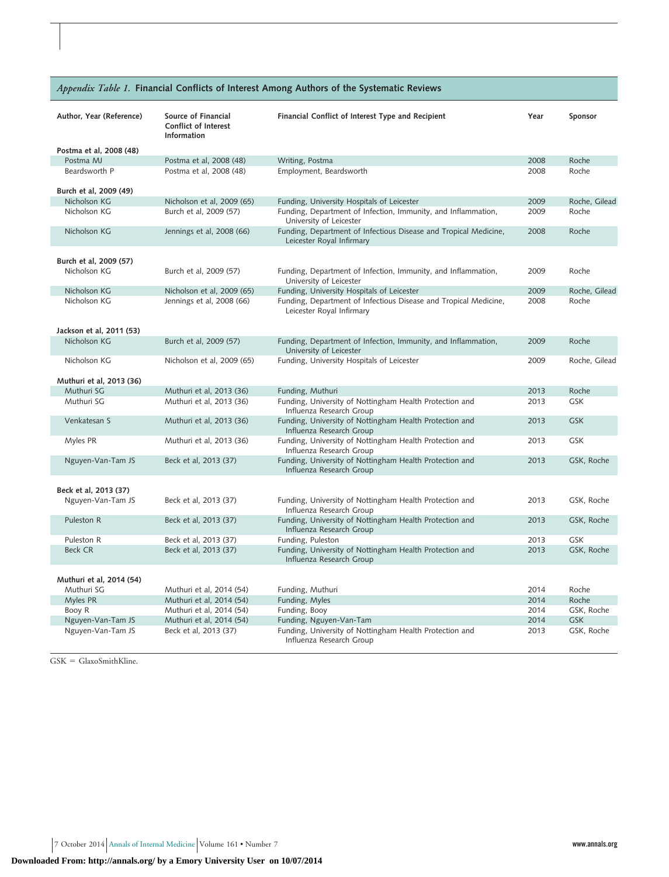*Appendix Table 1.* **Financial Conflicts of Interest Among Authors of the Systematic Reviews**

| Author, Year (Reference) | Source of Financial Conflict of Interest Information | Financial Conflict of Interest Type and Recipient | Year | Sponsor |
|---|---|---|---|---|
| **Postma et al, 2008 (48)** | | | | |
| Postma MJ | Postma et al, 2008 (48) | Writing, Postma | 2008 | Roche |
| Beardsworth P | Postma et al, 2008 (48) | Employment, Beardsworth | 2008 | Roche |
| **Burch et al, 2009 (49)** | | | | |
| Nicholson KG | Nicholson et al, 2009 (65) | Funding, University Hospitals of Leicester | 2009 | Roche, Gilead |
| Nicholson KG | Burch et al, 2009 (57) | Funding, Department of Infection, Immunity, and Inflammation, University of Leicester | 2009 | Roche |
| Nicholson KG | Jennings et al, 2008 (66) | Funding, Department of Infectious Disease and Tropical Medicine, Leicester Royal Infirmary | 2008 | Roche |
| **Burch et al, 2009 (57)** | | | | |
| Nicholson KG | Burch et al, 2009 (57) | Funding, Department of Infection, Immunity, and Inflammation, University of Leicester | 2009 | Roche |
| Nicholson KG | Nicholson et al, 2009 (65) | Funding, University Hospitals of Leicester | 2009 | Roche, Gilead |
| Nicholson KG | Jennings et al, 2008 (66) | Funding, Department of Infectious Disease and Tropical Medicine, Leicester Royal Infirmary | 2008 | Roche |
| **Jackson et al, 2011 (53)** | | | | |
| Nicholson KG | Burch et al, 2009 (57) | Funding, Department of Infection, Immunity, and Inflammation, University of Leicester | 2009 | Roche |
| Nicholson KG | Nicholson et al, 2009 (65) | Funding, University Hospitals of Leicester | 2009 | Roche, Gilead |
| **Muthuri et al, 2013 (36)** | | | | |
| Muthuri SG | Muthuri et al, 2013 (36) | Funding, Muthuri | 2013 | Roche |
| Muthuri SG | Muthuri et al, 2013 (36) | Funding, University of Nottingham Health Protection and Influenza Research Group | 2013 | GSK |
| Venkatesan S | Muthuri et al, 2013 (36) | Funding, University of Nottingham Health Protection and Influenza Research Group | 2013 | GSK |
| Myles PR | Muthuri et al, 2013 (36) | Funding, University of Nottingham Health Protection and Influenza Research Group | 2013 | GSK |
| Nguyen-Van-Tam JS | Beck et al, 2013 (37) | Funding, University of Nottingham Health Protection and Influenza Research Group | 2013 | GSK, Roche |
| **Beck et al, 2013 (37)** | | | | |
| Nguyen-Van-Tam JS | Beck et al, 2013 (37) | Funding, University of Nottingham Health Protection and Influenza Research Group | 2013 | GSK, Roche |
| Puleston R | Beck et al, 2013 (37) | Funding, University of Nottingham Health Protection and Influenza Research Group | 2013 | GSK, Roche |
| Puleston R | Beck et al, 2013 (37) | Funding, Puleston | 2013 | GSK |
| Beck CR | Beck et al, 2013 (37) | Funding, University of Nottingham Health Protection and Influenza Research Group | 2013 | GSK, Roche |
| **Muthuri et al, 2014 (54)** | | | | |
| Muthuri SG | Muthuri et al, 2014 (54) | Funding, Muthuri | 2014 | Roche |
| Myles PR | Muthuri et al, 2014 (54) | Funding, Myles | 2014 | Roche |
| Booy R | Muthuri et al, 2014 (54) | Funding, Booy | 2014 | GSK, Roche |
| Nguyen-Van-Tam JS | Muthuri et al, 2014 (54) | Funding, Nguyen-Van-Tam | 2014 | GSK |
| Nguyen-Van-Tam JS | Beck et al, 2013 (37) | Funding, University of Nottingham Health Protection and Influenza Research Group | 2013 | GSK, Roche |

GSK = GlaxoSmithKline.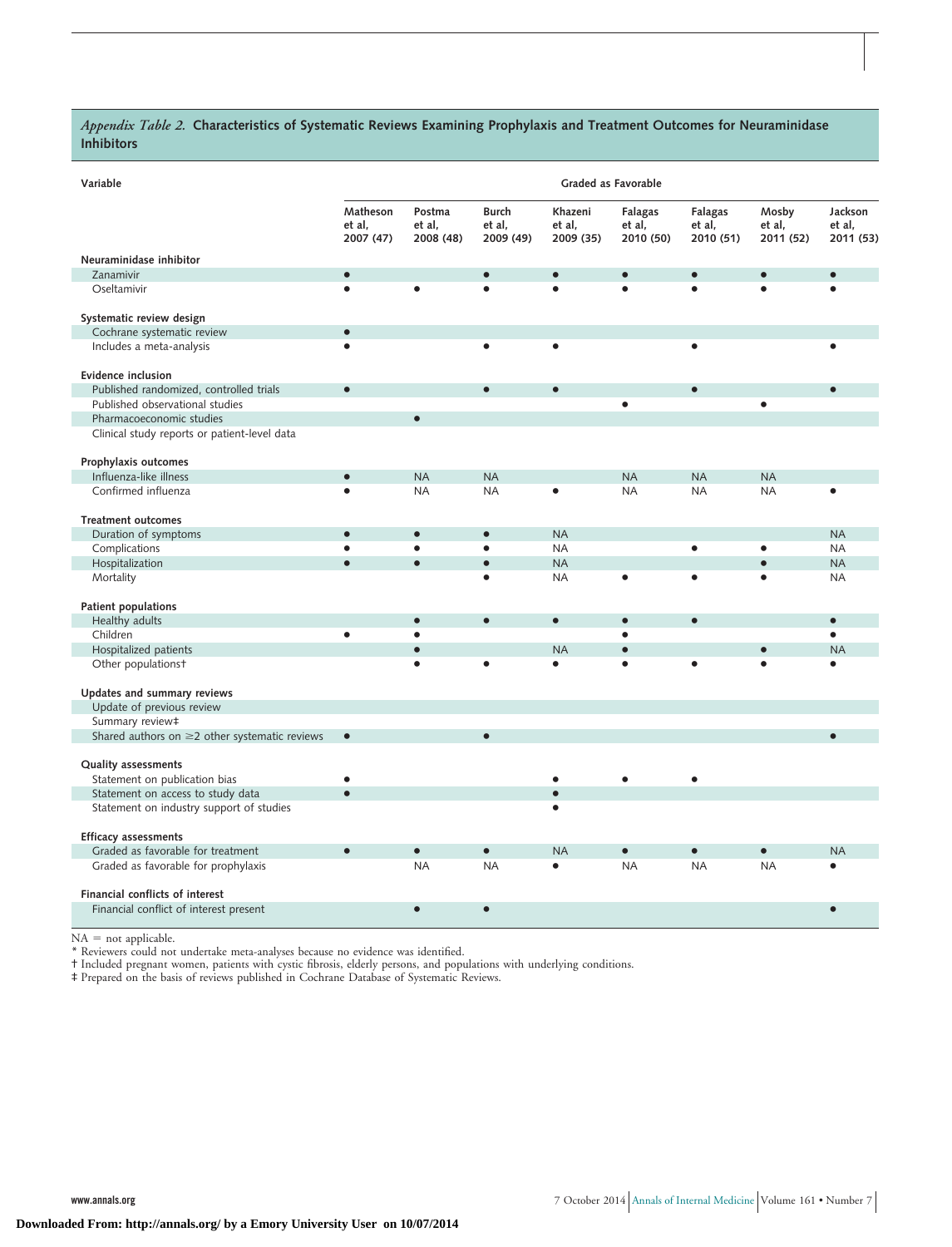*Appendix Table 2.* **Characteristics of Systematic Reviews Examining Prophylaxis and Treatment Outcomes for Neuraminidase Inhibitors**

| Variable | Graded as Favorable | | | | | | | |
|---|---|---|---|---|---|---|---|---|
| | Matheson et al, 2007 (47) | Postma et al, 2008 (48) | Burch et al, 2009 (49) | Khazeni et al, 2009 (35) | Falagas et al, 2010 (50) | Falagas et al, 2010 (51) | Mosby et al, 2011 (52) | Jackson et al, 2011 (53) |
| **Neuraminidase inhibitor** | | | | | | | | |
| Zanamivir | ● | | ● | ● | ● | ● | ● | ● |
| Oseltamivir | ● | ● | ● | ● | ● | ● | ● | ● |
| **Systematic review design** | | | | | | | | |
| Cochrane systematic review | ● | | | | | | | |
| Includes a meta-analysis | ● | | ● | ● | | ● | | ● |
| **Evidence inclusion** | | | | | | | | |
| Published randomized, controlled trials | ● | | ● | ● | | ● | | ● |
| Published observational studies | | | | | ● | | ● | |
| Pharmacoeconomic studies | | ● | | | | | | |
| Clinical study reports or patient-level data | | | | | | | | |
| **Prophylaxis outcomes** | | | | | | | | |
| Influenza-like illness | ● | NA | NA | | NA | NA | NA | |
| Confirmed influenza | ● | NA | NA | ● | NA | NA | NA | ● |
| **Treatment outcomes** | | | | | | | | |
| Duration of symptoms | ● | ● | ● | NA | | | | NA |
| Complications | ● | ● | ● | NA | | ● | ● | NA |
| Hospitalization | ● | ● | ● | NA | | | ● | NA |
| Mortality | | | ● | NA | ● | ● | ● | NA |
| **Patient populations** | | | | | | | | |
| Healthy adults | | ● | ● | ● | ● | ● | | ● |
| Children | ● | ● | | | ● | | | ● |
| Hospitalized patients | | ● | | NA | ● | | ● | NA |
| Other populations† | | ● | ● | ● | ● | ● | ● | ● |
| **Updates and summary reviews** | | | | | | | | |
| Update of previous review | | | | | | | | |
| Summary review‡ | | | | | | | | |
| Shared authors on ≥2 other systematic reviews | ● | | ● | | | | | ● |
| **Quality assessments** | | | | | | | | |
| Statement on publication bias | ● | | | ● | ● | ● | | |
| Statement on access to study data | ● | | | ● | | | | |
| Statement on industry support of studies | | | | ● | | | | |
| **Efficacy assessments** | | | | | | | | |
| Graded as favorable for treatment | ● | ● | ● | NA | ● | ● | ● | NA |
| Graded as favorable for prophylaxis | | NA | NA | ● | NA | NA | NA | ● |
| **Financial conflicts of interest** | | | | | | | | |
| Financial conflict of interest present | | ● | ● | | | | | ● |

NA = not applicable.
\* Reviewers could not undertake meta-analyses because no evidence was identified.
† Included pregnant women, patients with cystic fibrosis, elderly persons, and populations with underlying conditions.
‡ Prepared on the basis of reviews published in Cochrane Database of Systematic Reviews.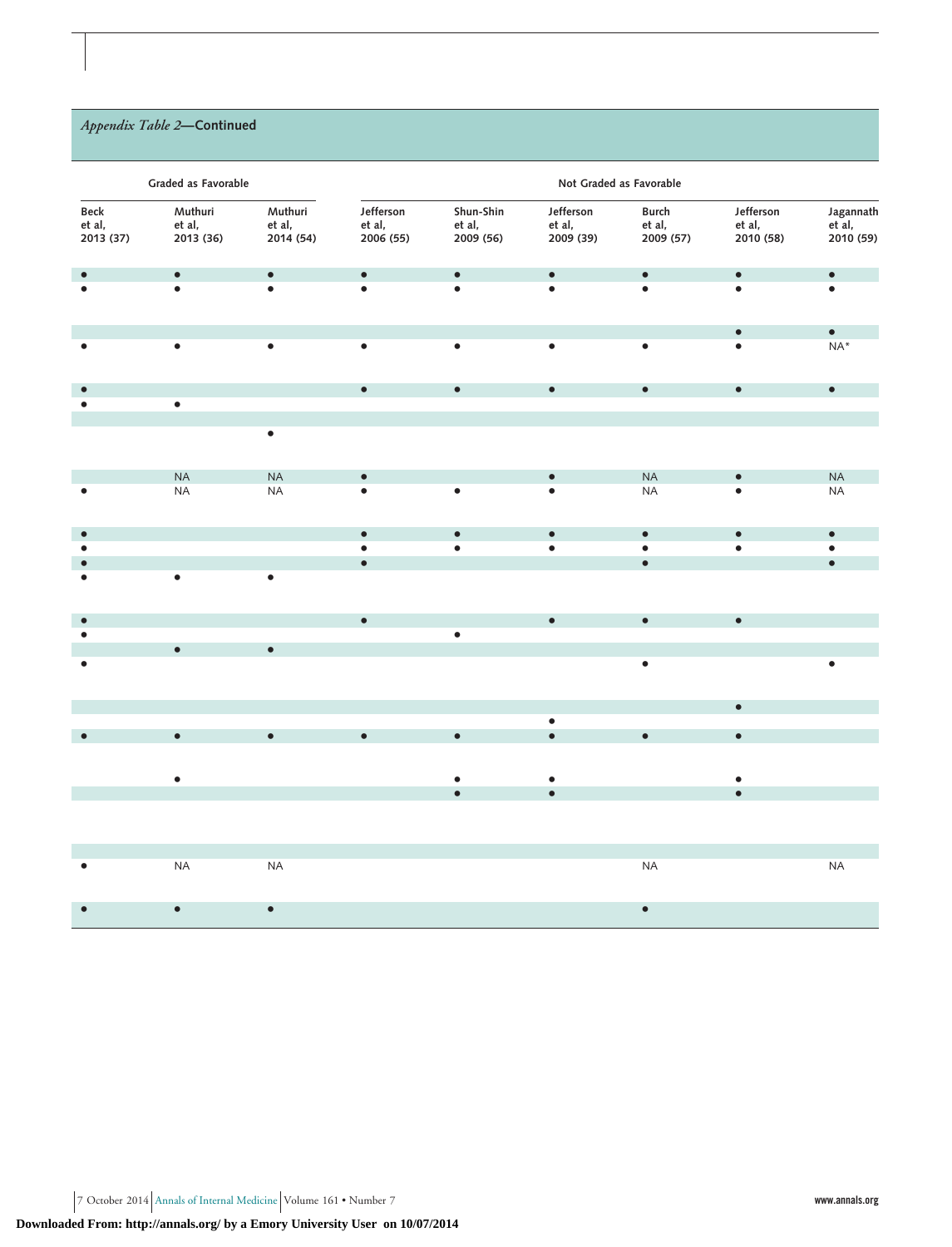*Appendix Table 2*—**Continued**

| Graded as Favorable | | | Not Graded as Favorable | | | | | |
|---|---|---|---|---|---|---|---|---|
| Beck et al, 2013 (37) | Muthuri et al, 2013 (36) | Muthuri et al, 2014 (54) | Jefferson et al, 2006 (55) | Shun-Shin et al, 2009 (56) | Jefferson et al, 2009 (39) | Burch et al, 2009 (57) | Jefferson et al, 2010 (58) | Jagannath et al, 2010 (59) |
| • | • | • | • | • | • | • | • | • |
| • | • | • | • | • | • | • | • | • |
| | | | | | | | • | • |
| • | • | • | • | • | • | • | • | NA* |
| • | | | • | • | • | • | • | • |
| • | • | | | | | | | |
| | | | | | | | | |
| | | • | | | | | | |
| | NA | NA | • | | • | NA | • | NA |
| • | NA | NA | • | • | • | NA | • | NA |
| • | | | • | • | • | • | • | • |
| • | | | • | • | • | • | • | • |
| • | | | • | | | • | | • |
| • | • | • | | | | | | |
| • | | | • | | • | • | • | |
| • | | | | • | | | | |
| | • | • | | | | | | |
| • | | | | | | • | | • |
| | | | | | | | • | |
| | | | | | • | | | |
| • | • | • | • | • | • | • | • | |
| | • | | | • | • | | • | |
| | | | | • | • | | • | |
| | | | | | | | | |
| | | | | | | | | |
| • | NA | NA | | | | NA | | NA |
| • | • | • | | | | • | | |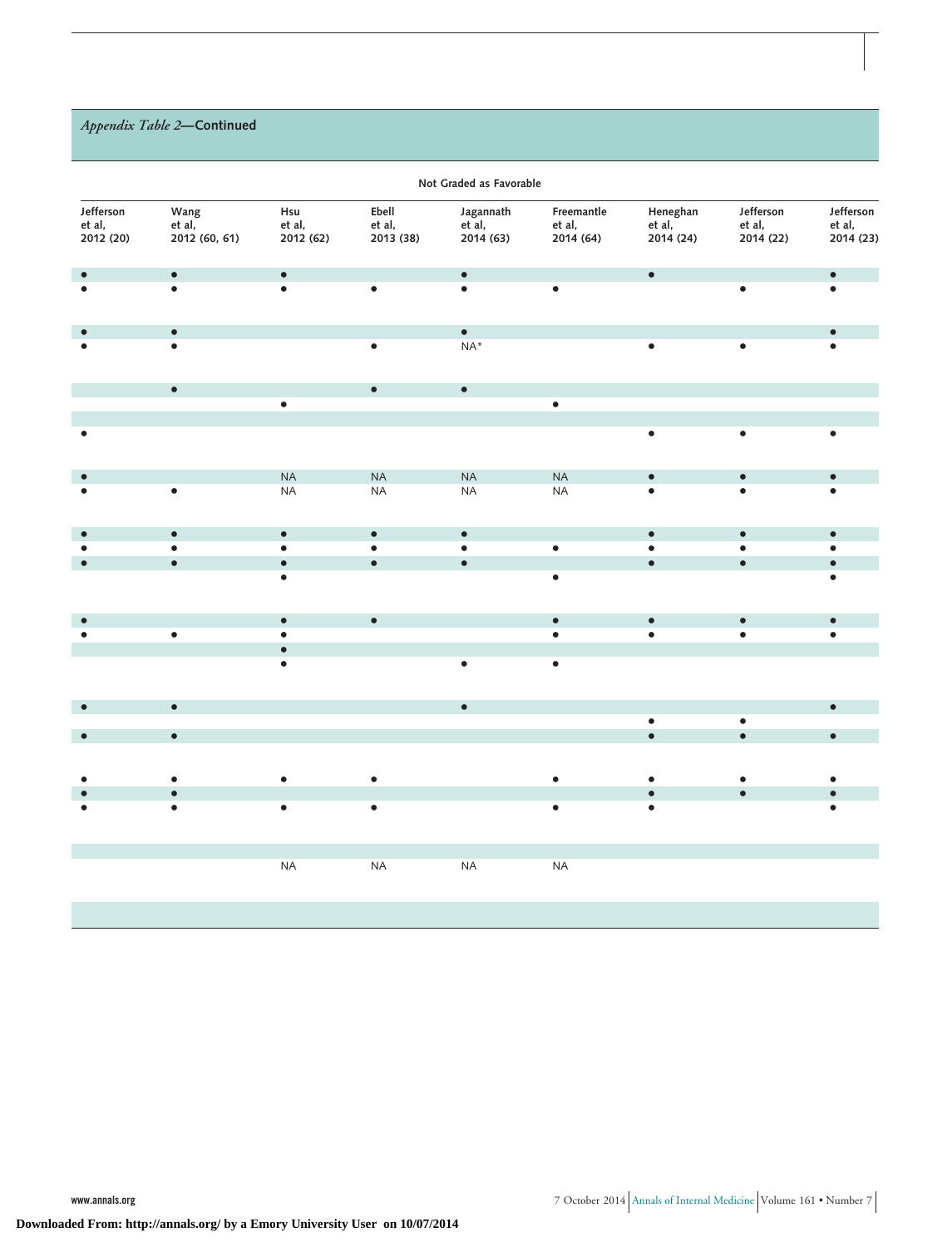*Appendix Table 2*—**Continued**

| Not Graded as Favorable | | | | | | | | |
|---|---|---|---|---|---|---|---|---|
| Jefferson et al, 2012 (20) | Wang et al, 2012 (60, 61) | Hsu et al, 2012 (62) | Ebell et al, 2013 (38) | Jagannath et al, 2014 (63) | Freemantle et al, 2014 (64) | Heneghan et al, 2014 (24) | Jefferson et al, 2014 (22) | Jefferson et al, 2014 (23) |
| ● | ● | ● | | ● | | ● | | ● |
| ● | ● | ● | ● | ● | ● | | ● | ● |
| ● | ● | | | ● | | | | ● |
| ● | ● | | ● | NA* | | ● | ● | ● |
| | ● | | ● | ● | | | | |
| | | ● | | | ● | | | |
| | | | | | | | | |
| ● | | | | | | ● | ● | ● |
| ● | | NA | NA | NA | NA | ● | ● | ● |
| ● | ● | NA | NA | NA | NA | ● | ● | ● |
| ● | ● | ● | ● | ● | | ● | ● | ● |
| ● | ● | ● | ● | ● | ● | ● | ● | ● |
| ● | ● | ● | ● | ● | | ● | ● | ● |
| | | ● | | | ● | | | ● |
| ● | | ● | ● | | ● | ● | ● | ● |
| ● | ● | ● | | | ● | ● | ● | ● |
| | | ● | | | | | | |
| | | ● | | ● | ● | | | |
| ● | ● | | | ● | | | | ● |
| | | | | | | ● | ● | |
| ● | ● | | | | | ● | ● | ● |
| ● | ● | ● | ● | | ● | ● | ● | ● |
| ● | ● | | | | | ● | ● | ● |
| ● | ● | ● | ● | | ● | ● | | ● |
| | | | | | | | | |
| | | NA | NA | NA | NA | | | |
| | | | | | | | | |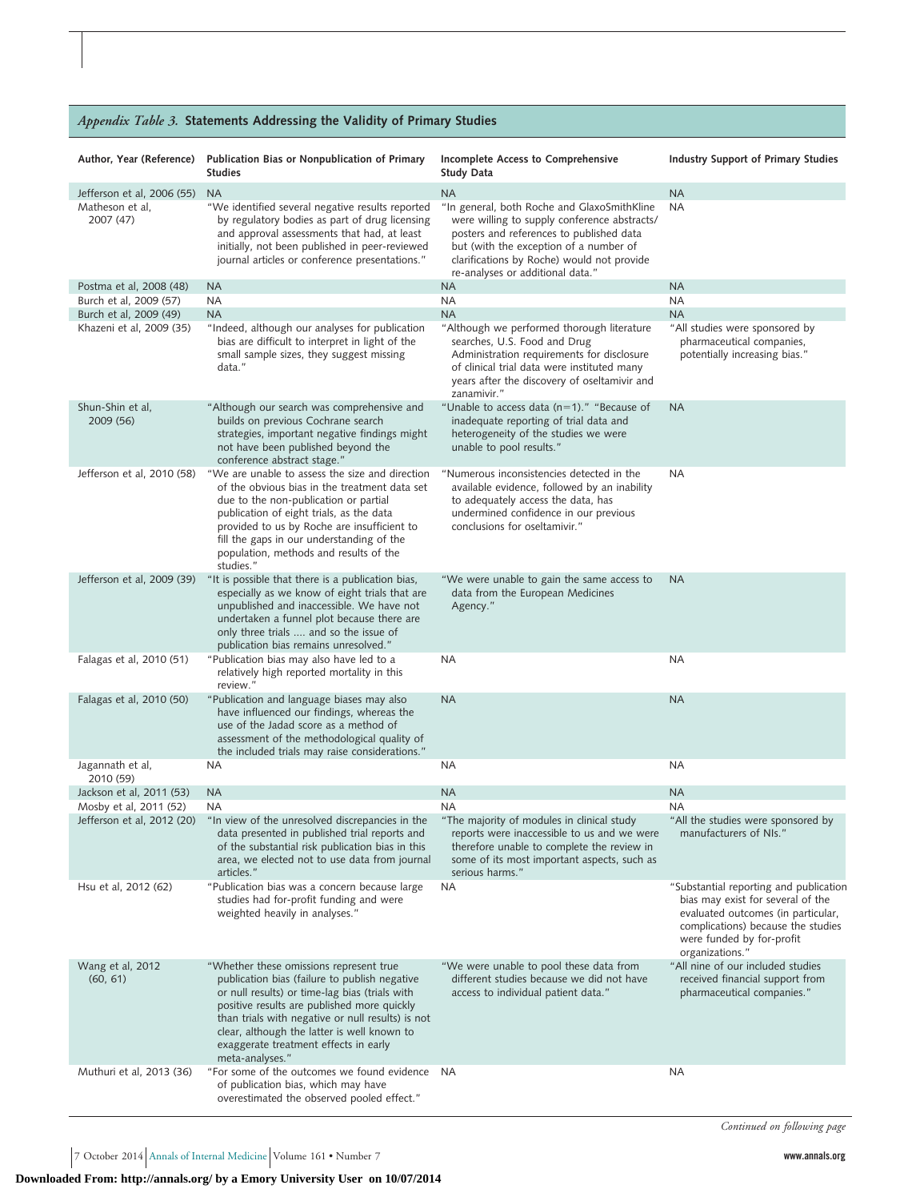*Appendix Table 3.* **Statements Addressing the Validity of Primary Studies**

| Author, Year (Reference) | Publication Bias or Nonpublication of Primary Studies | Incomplete Access to Comprehensive Study Data | Industry Support of Primary Studies |
|---|---|---|---|
| Jefferson et al, 2006 (55) | NA | NA | NA |
| Matheson et al, 2007 (47) | "We identified several negative results reported by regulatory bodies as part of drug licensing and approval assessments that had, at least initially, not been published in peer-reviewed journal articles or conference presentations." | "In general, both Roche and GlaxoSmithKline were willing to supply conference abstracts/posters and references to published data but (with the exception of a number of clarifications by Roche) would not provide re-analyses or additional data." | NA |
| Postma et al, 2008 (48) | NA | NA | NA |
| Burch et al, 2009 (57) | NA | NA | NA |
| Burch et al, 2009 (49) | NA | NA | NA |
| Khazeni et al, 2009 (35) | "Indeed, although our analyses for publication bias are difficult to interpret in light of the small sample sizes, they suggest missing data." | "Although we performed thorough literature searches, U.S. Food and Drug Administration requirements for disclosure of clinical trial data were instituted many years after the discovery of oseltamivir and zanamivir." | "All studies were sponsored by pharmaceutical companies, potentially increasing bias." |
| Shun-Shin et al, 2009 (56) | "Although our search was comprehensive and builds on previous Cochrane search strategies, important negative findings might not have been published beyond the conference abstract stage." | "Unable to access data (n=1)." "Because of inadequate reporting of trial data and heterogeneity of the studies we were unable to pool results." | NA |
| Jefferson et al, 2010 (58) | "We are unable to assess the size and direction of the obvious bias in the treatment data set due to the non-publication or partial publication of eight trials, as the data provided to us by Roche are insufficient to fill the gaps in our understanding of the population, methods and results of the studies." | "Numerous inconsistencies detected in the available evidence, followed by an inability to adequately access the data, has undermined confidence in our previous conclusions for oseltamivir." | NA |
| Jefferson et al, 2009 (39) | "It is possible that there is a publication bias, especially as we know of eight trials that are unpublished and inaccessible. We have not undertaken a funnel plot because there are only three trials .... and so the issue of publication bias remains unresolved." | "We were unable to gain the same access to data from the European Medicines Agency." | NA |
| Falagas et al, 2010 (51) | "Publication bias may also have led to a relatively high reported mortality in this review." | NA | NA |
| Falagas et al, 2010 (50) | "Publication and language biases may also have influenced our findings, whereas the use of the Jadad score as a method of assessment of the methodological quality of the included trials may raise considerations." | NA | NA |
| Jagannath et al, 2010 (59) | NA | NA | NA |
| Jackson et al, 2011 (53) | NA | NA | NA |
| Mosby et al, 2011 (52) | NA | NA | NA |
| Jefferson et al, 2012 (20) | "In view of the unresolved discrepancies in the data presented in published trial reports and of the substantial risk publication bias in this area, we elected not to use data from journal articles." | "The majority of modules in clinical study reports were inaccessible to us and we were therefore unable to complete the review in some of its most important aspects, such as serious harms." | "All the studies were sponsored by manufacturers of NIs." |
| Hsu et al, 2012 (62) | "Publication bias was a concern because large studies had for-profit funding and were weighted heavily in analyses." | NA | "Substantial reporting and publication bias may exist for several of the evaluated outcomes (in particular, complications) because the studies were funded by for-profit organizations." |
| Wang et al, 2012 (60, 61) | "Whether these omissions represent true publication bias (failure to publish negative or null results) or time-lag bias (trials with positive results are published more quickly than trials with negative or null results) is not clear, although the latter is well known to exaggerate treatment effects in early meta-analyses." | "We were unable to pool these data from different studies because we did not have access to individual patient data." | "All nine of our included studies received financial support from pharmaceutical companies." |
| Muthuri et al, 2013 (36) | "For some of the outcomes we found evidence of publication bias, which may have overestimated the observed pooled effect." | NA | NA |

*Continued on following page*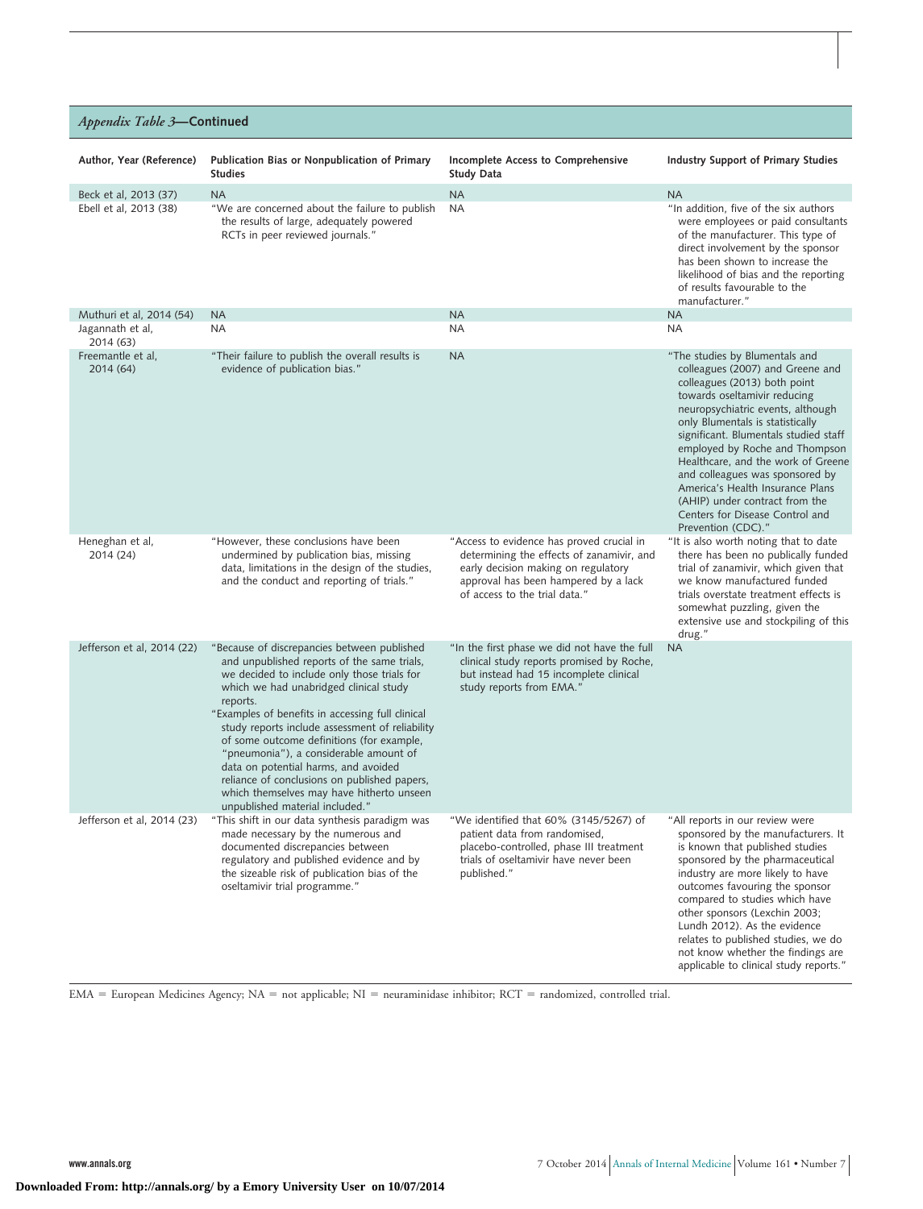*Appendix Table 3*—**Continued**

| Author, Year (Reference) | Publication Bias or Nonpublication of Primary Studies | Incomplete Access to Comprehensive Study Data | Industry Support of Primary Studies |
|---|---|---|---|
| Beck et al, 2013 (37) | NA | NA | NA |
| Ebell et al, 2013 (38) | "We are concerned about the failure to publish the results of large, adequately powered RCTs in peer reviewed journals." | NA | "In addition, five of the six authors were employees or paid consultants of the manufacturer. This type of direct involvement by the sponsor has been shown to increase the likelihood of bias and the reporting of results favourable to the manufacturer." |
| Muthuri et al, 2014 (54) | NA | NA | NA |
| Jagannath et al, 2014 (63) | NA | NA | NA |
| Freemantle et al, 2014 (64) | "Their failure to publish the overall results is evidence of publication bias." | NA | "The studies by Blumentals and colleagues (2007) and Greene and colleagues (2013) both point towards oseltamivir reducing neuropsychiatric events, although only Blumentals is statistically significant. Blumentals studied staff employed by Roche and Thompson Healthcare, and the work of Greene and colleagues was sponsored by America's Health Insurance Plans (AHIP) under contract from the Centers for Disease Control and Prevention (CDC)." |
| Heneghan et al, 2014 (24) | "However, these conclusions have been undermined by publication bias, missing data, limitations in the design of the studies, and the conduct and reporting of trials." | "Access to evidence has proved crucial in determining the effects of zanamivir, and early decision making on regulatory approval has been hampered by a lack of access to the trial data." | "It is also worth noting that to date there has been no publically funded trial of zanamivir, which given that we know manufactured funded trials overstate treatment effects is somewhat puzzling, given the extensive use and stockpiling of this drug." |
| Jefferson et al, 2014 (22) | "Because of discrepancies between published and unpublished reports of the same trials, we decided to include only those trials for which we had unabridged clinical study reports.<br>"Examples of benefits in accessing full clinical study reports include assessment of reliability of some outcome definitions (for example, "pneumonia"), a considerable amount of data on potential harms, and avoided reliance of conclusions on published papers, which themselves may have hitherto unseen unpublished material included." | "In the first phase we did not have the full clinical study reports promised by Roche, but instead had 15 incomplete clinical study reports from EMA." | NA |
| Jefferson et al, 2014 (23) | "This shift in our data synthesis paradigm was made necessary by the numerous and documented discrepancies between regulatory and published evidence and by the sizeable risk of publication bias of the oseltamivir trial programme." | "We identified that 60% (3145/5267) of patient data from randomised, placebo-controlled, phase III treatment trials of oseltamivir have never been published." | "All reports in our review were sponsored by the manufacturers. It is known that published studies sponsored by the pharmaceutical industry are more likely to have outcomes favouring the sponsor compared to studies which have other sponsors (Lexchin 2003; Lundh 2012). As the evidence relates to published studies, we do not know whether the findings are applicable to clinical study reports." |

EMA = European Medicines Agency; NA = not applicable; NI = neuraminidase inhibitor; RCT = randomized, controlled trial.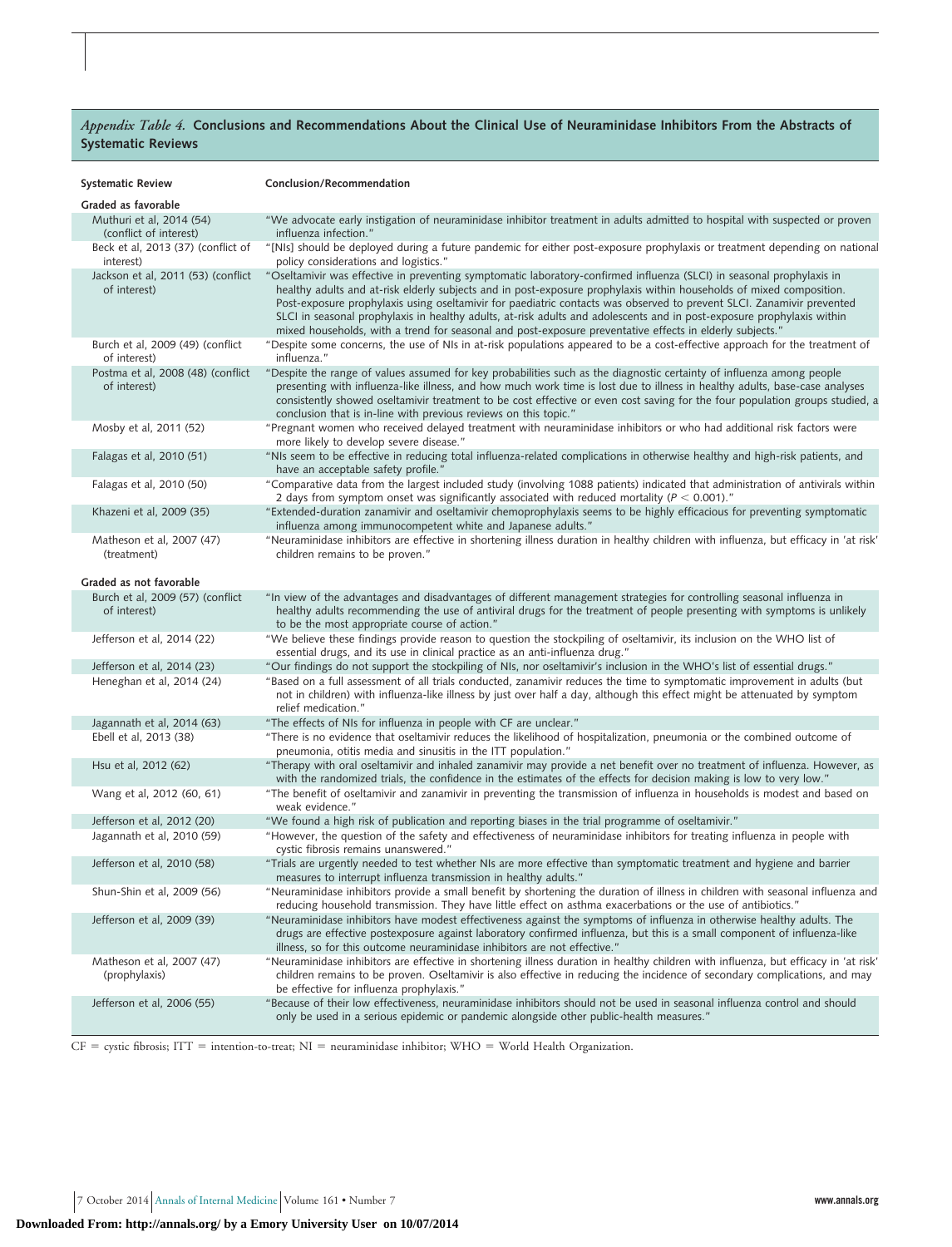*Appendix Table 4.* **Conclusions and Recommendations About the Clinical Use of Neuraminidase Inhibitors From the Abstracts of Systematic Reviews**

| Systematic Review | Conclusion/Recommendation |
|---|---|
| **Graded as favorable** | |
| Muthuri et al, 2014 (54) (conflict of interest) | "We advocate early instigation of neuraminidase inhibitor treatment in adults admitted to hospital with suspected or proven influenza infection." |
| Beck et al, 2013 (37) (conflict of interest) | "[NIs] should be deployed during a future pandemic for either post-exposure prophylaxis or treatment depending on national policy considerations and logistics." |
| Jackson et al, 2011 (53) (conflict of interest) | "Oseltamivir was effective in preventing symptomatic laboratory-confirmed influenza (SLCI) in seasonal prophylaxis in healthy adults and at-risk elderly subjects and in post-exposure prophylaxis within households of mixed composition. Post-exposure prophylaxis using oseltamivir for paediatric contacts was observed to prevent SLCI. Zanamivir prevented SLCI in seasonal prophylaxis in healthy adults, at-risk adults and adolescents and in post-exposure prophylaxis within mixed households, with a trend for seasonal and post-exposure preventative effects in elderly subjects." |
| Burch et al, 2009 (49) (conflict of interest) | "Despite some concerns, the use of NIs in at-risk populations appeared to be a cost-effective approach for the treatment of influenza." |
| Postma et al, 2008 (48) (conflict of interest) | "Despite the range of values assumed for key probabilities such as the diagnostic certainty of influenza among people presenting with influenza-like illness, and how much work time is lost due to illness in healthy adults, base-case analyses consistently showed oseltamivir treatment to be cost effective or even cost saving for the four population groups studied, a conclusion that is in-line with previous reviews on this topic." |
| Mosby et al, 2011 (52) | "Pregnant women who received delayed treatment with neuraminidase inhibitors or who had additional risk factors were more likely to develop severe disease." |
| Falagas et al, 2010 (51) | "NIs seem to be effective in reducing total influenza-related complications in otherwise healthy and high-risk patients, and have an acceptable safety profile." |
| Falagas et al, 2010 (50) | "Comparative data from the largest included study (involving 1088 patients) indicated that administration of antivirals within 2 days from symptom onset was significantly associated with reduced mortality ($P < 0.001$)." |
| Khazeni et al, 2009 (35) | "Extended-duration zanamivir and oseltamivir chemoprophylaxis seems to be highly efficacious for preventing symptomatic influenza among immunocompetent white and Japanese adults." |
| Matheson et al, 2007 (47) (treatment) | "Neuraminidase inhibitors are effective in shortening illness duration in healthy children with influenza, but efficacy in 'at risk' children remains to be proven." |
| **Graded as not favorable** | |
| Burch et al, 2009 (57) (conflict of interest) | "In view of the advantages and disadvantages of different management strategies for controlling seasonal influenza in healthy adults recommending the use of antiviral drugs for the treatment of people presenting with symptoms is unlikely to be the most appropriate course of action." |
| Jefferson et al, 2014 (22) | "We believe these findings provide reason to question the stockpiling of oseltamivir, its inclusion on the WHO list of essential drugs, and its use in clinical practice as an anti-influenza drug." |
| Jefferson et al, 2014 (23) | "Our findings do not support the stockpiling of NIs, nor oseltamivir's inclusion in the WHO's list of essential drugs." |
| Heneghan et al, 2014 (24) | "Based on a full assessment of all trials conducted, zanamivir reduces the time to symptomatic improvement in adults (but not in children) with influenza-like illness by just over half a day, although this effect might be attenuated by symptom relief medication." |
| Jagannath et al, 2014 (63) | "The effects of NIs for influenza in people with CF are unclear." |
| Ebell et al, 2013 (38) | "There is no evidence that oseltamivir reduces the likelihood of hospitalization, pneumonia or the combined outcome of pneumonia, otitis media and sinusitis in the ITT population." |
| Hsu et al, 2012 (62) | "Therapy with oral oseltamivir and inhaled zanamivir may provide a net benefit over no treatment of influenza. However, as with the randomized trials, the confidence in the estimates of the effects for decision making is low to very low." |
| Wang et al, 2012 (60, 61) | "The benefit of oseltamivir and zanamivir in preventing the transmission of influenza in households is modest and based on weak evidence." |
| Jefferson et al, 2012 (20) | "We found a high risk of publication and reporting biases in the trial programme of oseltamivir." |
| Jagannath et al, 2010 (59) | "However, the question of the safety and effectiveness of neuraminidase inhibitors for treating influenza in people with cystic fibrosis remains unanswered." |
| Jefferson et al, 2010 (58) | "Trials are urgently needed to test whether NIs are more effective than symptomatic treatment and hygiene and barrier measures to interrupt influenza transmission in healthy adults." |
| Shun-Shin et al, 2009 (56) | "Neuraminidase inhibitors provide a small benefit by shortening the duration of illness in children with seasonal influenza and reducing household transmission. They have little effect on asthma exacerbations or the use of antibiotics." |
| Jefferson et al, 2009 (39) | "Neuraminidase inhibitors have modest effectiveness against the symptoms of influenza in otherwise healthy adults. The drugs are effective postexposure against laboratory confirmed influenza, but this is a small component of influenza-like illness, so for this outcome neuraminidase inhibitors are not effective." |
| Matheson et al, 2007 (47) (prophylaxis) | "Neuraminidase inhibitors are effective in shortening illness duration in healthy children with influenza, but efficacy in 'at risk' children remains to be proven. Oseltamivir is also effective in reducing the incidence of secondary complications, and may be effective for influenza prophylaxis." |
| Jefferson et al, 2006 (55) | "Because of their low effectiveness, neuraminidase inhibitors should not be used in seasonal influenza control and should only be used in a serious epidemic or pandemic alongside other public-health measures." |

CF = cystic fibrosis; ITT = intention-to-treat; NI = neuraminidase inhibitor; WHO = World Health Organization.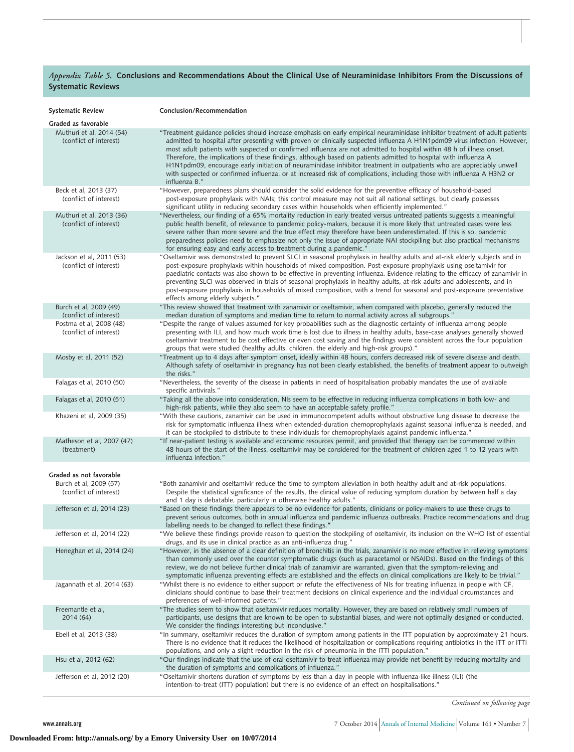*Appendix Table 5.* **Conclusions and Recommendations About the Clinical Use of Neuraminidase Inhibitors From the Discussions of Systematic Reviews**

| Systematic Review | Conclusion/Recommendation |
|---|---|
| **Graded as favorable** | |
| Muthuri et al, 2014 (54) (conflict of interest) | "Treatment guidance policies should increase emphasis on early empirical neuraminidase inhibitor treatment of adult patients admitted to hospital after presenting with proven or clinically suspected influenza A H1N1pdm09 virus infection. However, most adult patients with suspected or confirmed influenza are not admitted to hospital within 48 h of illness onset. Therefore, the implications of these findings, although based on patients admitted to hospital with influenza A H1N1pdm09, encourage early initiation of neuraminidase inhibitor treatment in outpatients who are appreciably unwell with suspected or confirmed influenza, or at increased risk of complications, including those with influenza A H3N2 or influenza B." |
| Beck et al, 2013 (37) (conflict of interest) | "However, preparedness plans should consider the solid evidence for the preventive efficacy of household-based post-exposure prophylaxis with NAIs; this control measure may not suit all national settings, but clearly possesses significant utility in reducing secondary cases within households when efficiently implemented." |
| Muthuri et al, 2013 (36) (conflict of interest) | "Nevertheless, our finding of a 65% mortality reduction in early treated versus untreated patients suggests a meaningful public health benefit, of relevance to pandemic policy-makers, because it is more likely that untreated cases were less severe rather than more severe and the true effect may therefore have been underestimated. If this is so, pandemic preparedness policies need to emphasize not only the issue of appropriate NAI stockpiling but also practical mechanisms for ensuring easy and early access to treatment during a pandemic." |
| Jackson et al, 2011 (53) (conflict of interest) | "Oseltamivir was demonstrated to prevent SLCI in seasonal prophylaxis in healthy adults and at-risk elderly subjects and in post-exposure prophylaxis within households of mixed composition. Post-exposure prophylaxis using oseltamivir for paediatric contacts was also shown to be effective in preventing influenza. Evidence relating to the efficacy of zanamivir in preventing SLCI was observed in trials of seasonal prophylaxis in healthy adults, at-risk adults and adolescents, and in post-exposure prophylaxis in households of mixed composition, with a trend for seasonal and post-exposure preventative effects among elderly subjects." |
| Burch et al, 2009 (49) (conflict of interest) | "This review showed that treatment with zanamivir or oseltamivir, when compared with placebo, generally reduced the median duration of symptoms and median time to return to normal activity across all subgroups." |
| Postma et al, 2008 (48) (conflict of interest) | "Despite the range of values assumed for key probabilities such as the diagnostic certainty of influenza among people presenting with ILI, and how much work time is lost due to illness in healthy adults, base-case analyses generally showed oseltamivir treatment to be cost effective or even cost saving and the findings were consistent across the four population groups that were studied (healthy adults, children, the elderly and high-risk groups)." |
| Mosby et al, 2011 (52) | "Treatment up to 4 days after symptom onset, ideally within 48 hours, confers decreased risk of severe disease and death. Although safety of oseltamivir in pregnancy has not been clearly established, the benefits of treatment appear to outweigh the risks." |
| Falagas et al, 2010 (50) | "Nevertheless, the severity of the disease in patients in need of hospitalisation probably mandates the use of available specific antivirals." |
| Falagas et al, 2010 (51) | "Taking all the above into consideration, NIs seem to be effective in reducing influenza complications in both low- and high-risk patients, while they also seem to have an acceptable safety profile." |
| Khazeni et al, 2009 (35) | "With these cautions, zanamivir can be used in immunocompetent adults without obstructive lung disease to decrease the risk for symptomatic influenza illness when extended-duration chemoprophylaxis against seasonal influenza is needed, and it can be stockpiled to distribute to these individuals for chemoprophylaxis against pandemic influenza." |
| Matheson et al, 2007 (47) (treatment) | "If near-patient testing is available and economic resources permit, and provided that therapy can be commenced within 48 hours of the start of the illness, oseltamivir may be considered for the treatment of children aged 1 to 12 years with influenza infection." |
| **Graded as not favorable** | |
| Burch et al, 2009 (57) (conflict of interest) | "Both zanamivir and oseltamivir reduce the time to symptom alleviation in both healthy adult and at-risk populations. Despite the statistical significance of the results, the clinical value of reducing symptom duration by between half a day and 1 day is debatable, particularly in otherwise healthy adults." |
| Jefferson et al, 2014 (23) | "Based on these findings there appears to be no evidence for patients, clinicians or policy-makers to use these drugs to prevent serious outcomes, both in annual influenza and pandemic influenza outbreaks. Practice recommendations and drug labelling needs to be changed to reflect these findings." |
| Jefferson et al, 2014 (22) | "We believe these findings provide reason to question the stockpiling of oseltamivir, its inclusion on the WHO list of essential drugs, and its use in clinical practice as an anti-influenza drug." |
| Heneghan et al, 2014 (24) | "However, in the absence of a clear definition of bronchitis in the trials, zanamivir is no more effective in relieving symptoms than commonly used over the counter symptomatic drugs (such as paracetamol or NSAIDs). Based on the findings of this review, we do not believe further clinical trials of zanamivir are warranted, given that the symptom-relieving and symptomatic influenza preventing effects are established and the effects on clinical complications are likely to be trivial." |
| Jagannath et al, 2014 (63) | "Whilst there is no evidence to either support or refute the effectiveness of NIs for treating influenza in people with CF, clinicians should continue to base their treatment decisions on clinical experience and the individual circumstances and preferences of well-informed patients." |
| Freemantle et al, 2014 (64) | "The studies seem to show that oseltamivir reduces mortality. However, they are based on relatively small numbers of participants, use designs that are known to be open to substantial biases, and were not optimally designed or conducted. We consider the findings interesting but inconclusive." |
| Ebell et al, 2013 (38) | "In summary, oseltamivir reduces the duration of symptom among patients in the ITT population by approximately 21 hours. There is no evidence that it reduces the likelihood of hospitalization or complications requiring antibiotics in the ITT or ITTI populations, and only a slight reduction in the risk of pneumonia in the ITTI population." |
| Hsu et al, 2012 (62) | "Our findings indicate that the use of oral oseltamivir to treat influenza may provide net benefit by reducing mortality and the duration of symptoms and complications of influenza." |
| Jefferson et al, 2012 (20) | "Oseltamivir shortens duration of symptoms by less than a day in people with influenza-like illness (ILI) (the intention-to-treat (ITT) population) but there is no evidence of an effect on hospitalisations." |

*Continued on following page*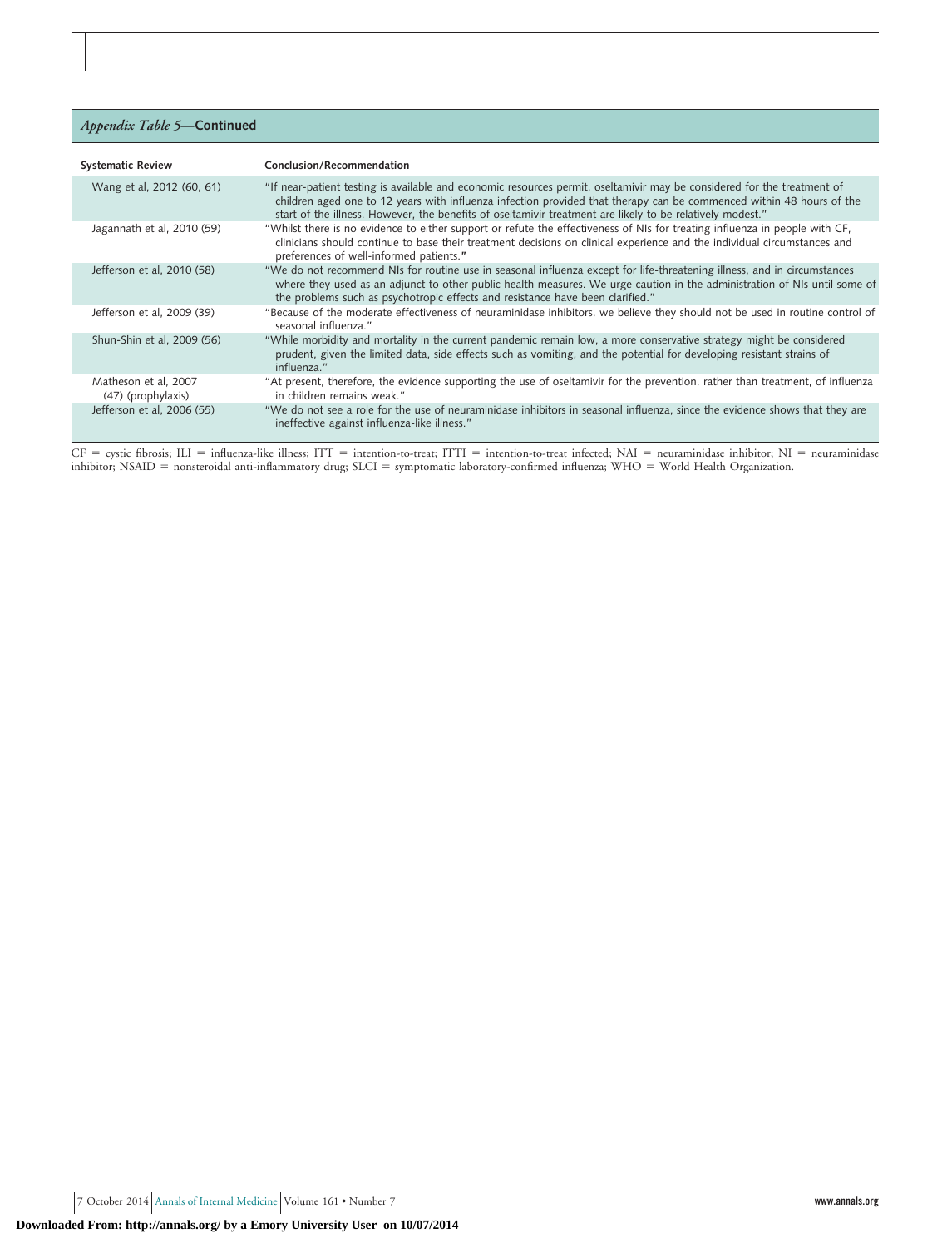*Appendix Table 5*—**Continued**

| Systematic Review | Conclusion/Recommendation |
|---|---|
| Wang et al, 2012 (60, 61) | "If near-patient testing is available and economic resources permit, oseltamivir may be considered for the treatment of children aged one to 12 years with influenza infection provided that therapy can be commenced within 48 hours of the start of the illness. However, the benefits of oseltamivir treatment are likely to be relatively modest." |
| Jagannath et al, 2010 (59) | "Whilst there is no evidence to either support or refute the effectiveness of NIs for treating influenza in people with CF, clinicians should continue to base their treatment decisions on clinical experience and the individual circumstances and preferences of well-informed patients." |
| Jefferson et al, 2010 (58) | "We do not recommend NIs for routine use in seasonal influenza except for life-threatening illness, and in circumstances where they used as an adjunct to other public health measures. We urge caution in the administration of NIs until some of the problems such as psychotropic effects and resistance have been clarified." |
| Jefferson et al, 2009 (39) | "Because of the moderate effectiveness of neuraminidase inhibitors, we believe they should not be used in routine control of seasonal influenza." |
| Shun-Shin et al, 2009 (56) | "While morbidity and mortality in the current pandemic remain low, a more conservative strategy might be considered prudent, given the limited data, side effects such as vomiting, and the potential for developing resistant strains of influenza." |
| Matheson et al, 2007 (47) (prophylaxis) | "At present, therefore, the evidence supporting the use of oseltamivir for the prevention, rather than treatment, of influenza in children remains weak." |
| Jefferson et al, 2006 (55) | "We do not see a role for the use of neuraminidase inhibitors in seasonal influenza, since the evidence shows that they are ineffective against influenza-like illness." |

CF = cystic fibrosis; ILI = influenza-like illness; ITT = intention-to-treat; ITTI = intention-to-treat infected; NAI = neuraminidase inhibitor; NI = neuraminidase inhibitor; NSAID = nonsteroidal anti-inflammatory drug; SLCI = symptomatic laboratory-confirmed influenza; WHO = World Health Organization.